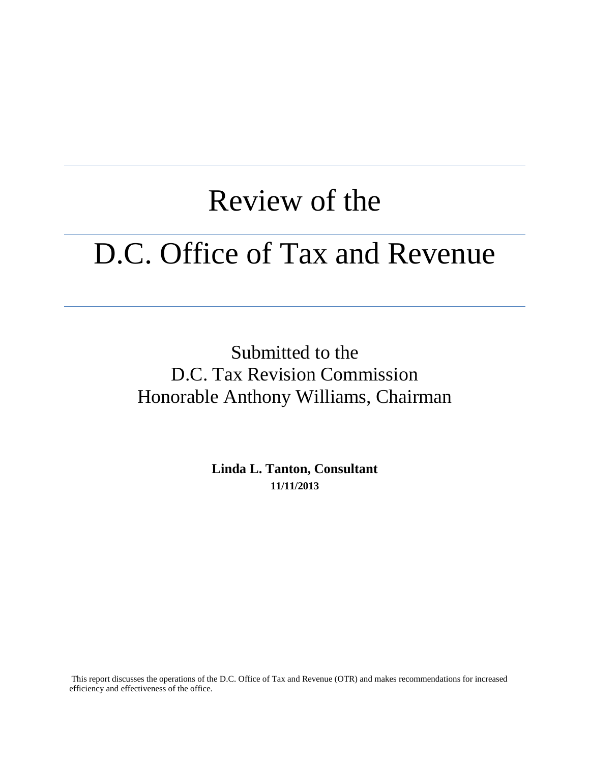# Review of the

# D.C. Office of Tax and Revenue

Submitted to the
D.C. Tax Revision Commission
Honorable Anthony Williams, Chairman

**Linda L. Tanton, Consultant**
**11/11/2013**

This report discusses the operations of the D.C. Office of Tax and Revenue (OTR) and makes recommendations for increased efficiency and effectiveness of the office.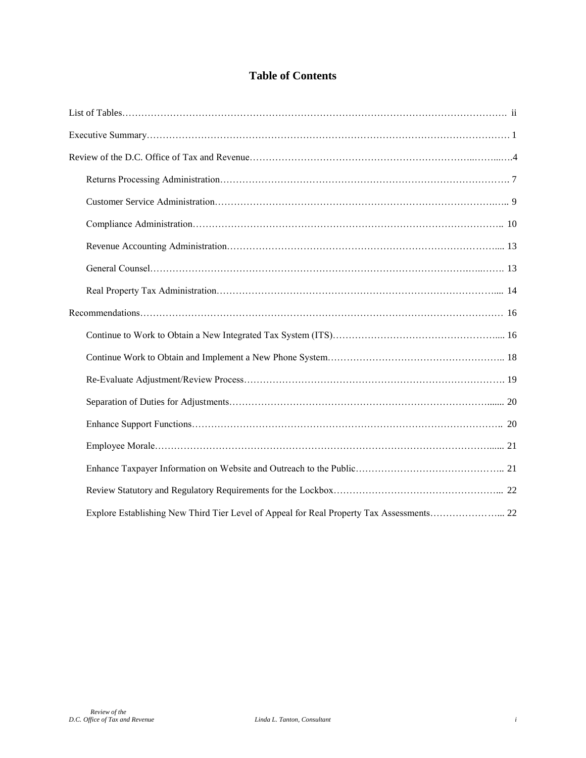# Table of Contents

List of Tables ................................................................................................................ ii

Executive Summary ........................................................................................................ 1

Review of the D.C. Office of Tax and Revenue ................................................................ 4

- Returns Processing Administration ........................................................................... 7
- Customer Service Administration .............................................................................. 9
- Compliance Administration ...................................................................................... 10
- Revenue Accounting Administration ......................................................................... 13
- General Counsel ....................................................................................................... 13
- Real Property Tax Administration ............................................................................. 14

Recommendations .......................................................................................................... 16

- Continue to Work to Obtain a New Integrated Tax System (ITS) ............................... 16
- Continue Work to Obtain and Implement a New Phone System ................................ 18
- Re-Evaluate Adjustment/Review Process ................................................................. 19
- Separation of Duties for Adjustments ....................................................................... 20
- Enhance Support Functions ...................................................................................... 20
- Employee Morale ..................................................................................................... 21
- Enhance Taxpayer Information on Website and Outreach to the Public .................... 21
- Review Statutory and Regulatory Requirements for the Lockbox .............................. 22
- Explore Establishing New Third Tier Level of Appeal for Real Property Tax Assessments ... 22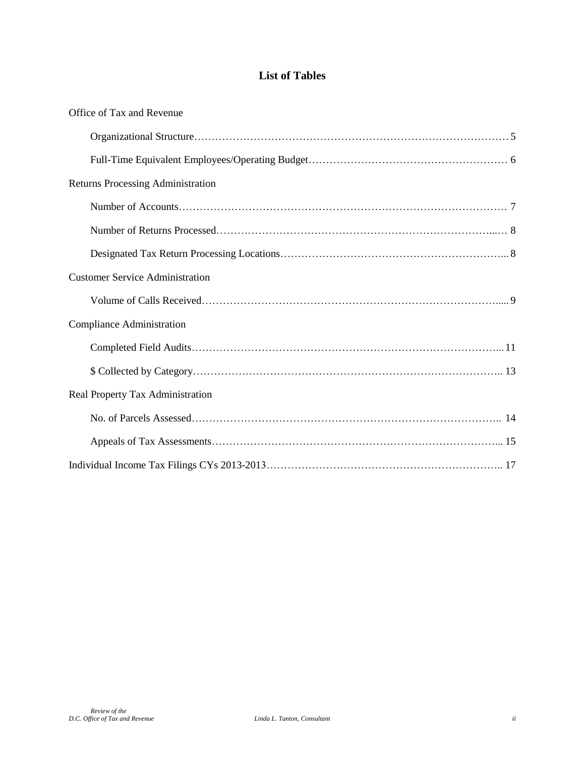# List of Tables

Office of Tax and Revenue

- Organizational Structure………………………………………………………………………… 5
- Full-Time Equivalent Employees/Operating Budget………………………………………………… 6

Returns Processing Administration

- Number of Accounts………………………………………………………………………………. 7
- Number of Returns Processed……………………………………………………………………...… 8
- Designated Tax Return Processing Locations………………………………………………………... 8

Customer Service Administration

- Volume of Calls Received………………………………………………………………………..... 9

Compliance Administration

- Completed Field Audits………………………………………………………………………... 11
- $ Collected by Category…………………………………………………………………………….. 13

Real Property Tax Administration

- No. of Parcels Assessed…………………………………………………………………………….. 14
- Appeals of Tax Assessments……………………………………………………………………... 15

Individual Income Tax Filings CYs 2013-2013………………………………………………………….. 17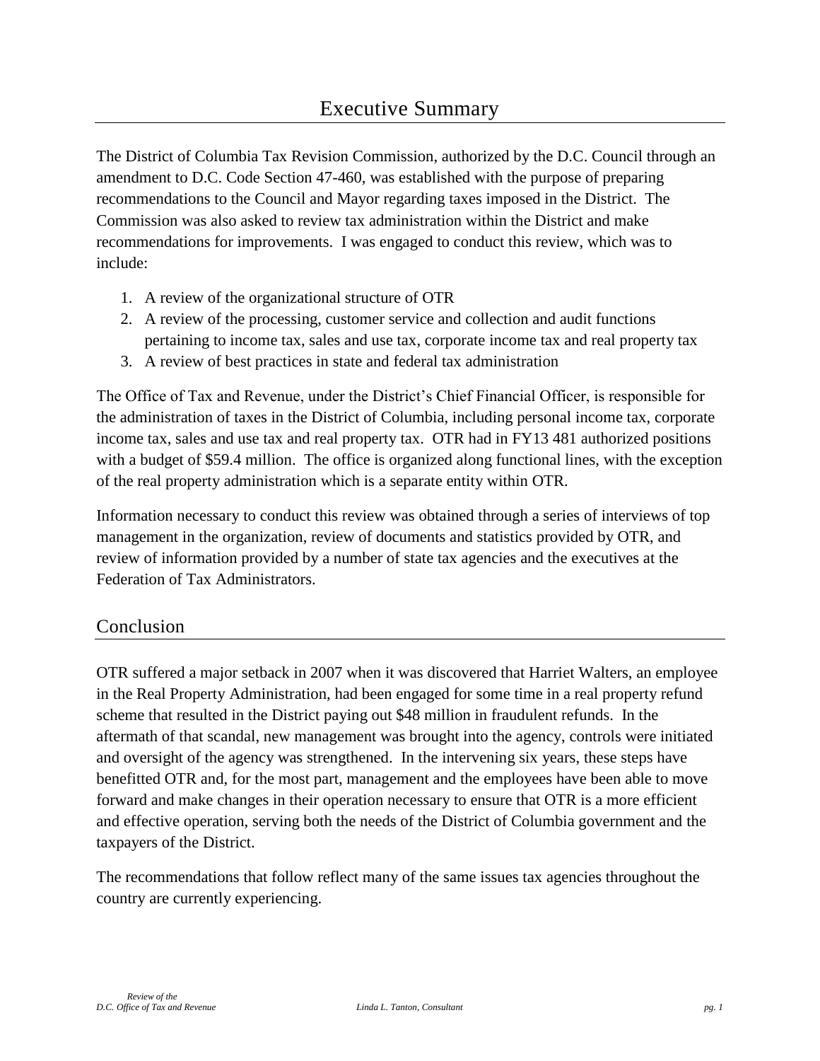# Executive Summary

The District of Columbia Tax Revision Commission, authorized by the D.C. Council through an amendment to D.C. Code Section 47-460, was established with the purpose of preparing recommendations to the Council and Mayor regarding taxes imposed in the District. The Commission was also asked to review tax administration within the District and make recommendations for improvements. I was engaged to conduct this review, which was to include:

1. A review of the organizational structure of OTR
2. A review of the processing, customer service and collection and audit functions pertaining to income tax, sales and use tax, corporate income tax and real property tax
3. A review of best practices in state and federal tax administration

The Office of Tax and Revenue, under the District's Chief Financial Officer, is responsible for the administration of taxes in the District of Columbia, including personal income tax, corporate income tax, sales and use tax and real property tax. OTR had in FY13 481 authorized positions with a budget of $59.4 million. The office is organized along functional lines, with the exception of the real property administration which is a separate entity within OTR.

Information necessary to conduct this review was obtained through a series of interviews of top management in the organization, review of documents and statistics provided by OTR, and review of information provided by a number of state tax agencies and the executives at the Federation of Tax Administrators.

## Conclusion

OTR suffered a major setback in 2007 when it was discovered that Harriet Walters, an employee in the Real Property Administration, had been engaged for some time in a real property refund scheme that resulted in the District paying out $48 million in fraudulent refunds. In the aftermath of that scandal, new management was brought into the agency, controls were initiated and oversight of the agency was strengthened. In the intervening six years, these steps have benefitted OTR and, for the most part, management and the employees have been able to move forward and make changes in their operation necessary to ensure that OTR is a more efficient and effective operation, serving both the needs of the District of Columbia government and the taxpayers of the District.

The recommendations that follow reflect many of the same issues tax agencies throughout the country are currently experiencing.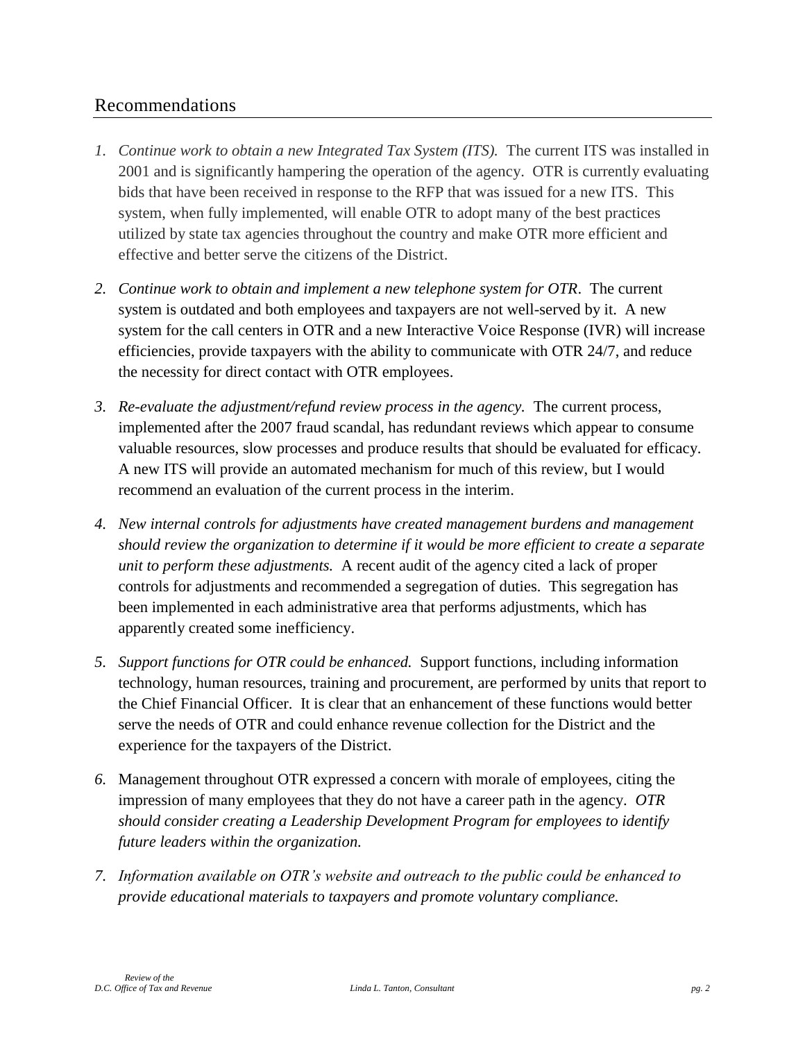## Recommendations

1. *Continue work to obtain a new Integrated Tax System (ITS).* The current ITS was installed in 2001 and is significantly hampering the operation of the agency. OTR is currently evaluating bids that have been received in response to the RFP that was issued for a new ITS. This system, when fully implemented, will enable OTR to adopt many of the best practices utilized by state tax agencies throughout the country and make OTR more efficient and effective and better serve the citizens of the District.

2. *Continue work to obtain and implement a new telephone system for OTR*. The current system is outdated and both employees and taxpayers are not well-served by it. A new system for the call centers in OTR and a new Interactive Voice Response (IVR) will increase efficiencies, provide taxpayers with the ability to communicate with OTR 24/7, and reduce the necessity for direct contact with OTR employees.

3. *Re-evaluate the adjustment/refund review process in the agency.* The current process, implemented after the 2007 fraud scandal, has redundant reviews which appear to consume valuable resources, slow processes and produce results that should be evaluated for efficacy. A new ITS will provide an automated mechanism for much of this review, but I would recommend an evaluation of the current process in the interim.

4. *New internal controls for adjustments have created management burdens and management should review the organization to determine if it would be more efficient to create a separate unit to perform these adjustments.* A recent audit of the agency cited a lack of proper controls for adjustments and recommended a segregation of duties. This segregation has been implemented in each administrative area that performs adjustments, which has apparently created some inefficiency.

5. *Support functions for OTR could be enhanced.* Support functions, including information technology, human resources, training and procurement, are performed by units that report to the Chief Financial Officer. It is clear that an enhancement of these functions would better serve the needs of OTR and could enhance revenue collection for the District and the experience for the taxpayers of the District.

6. Management throughout OTR expressed a concern with morale of employees, citing the impression of many employees that they do not have a career path in the agency. *OTR should consider creating a Leadership Development Program for employees to identify future leaders within the organization.*

7. *Information available on OTR's website and outreach to the public could be enhanced to provide educational materials to taxpayers and promote voluntary compliance.*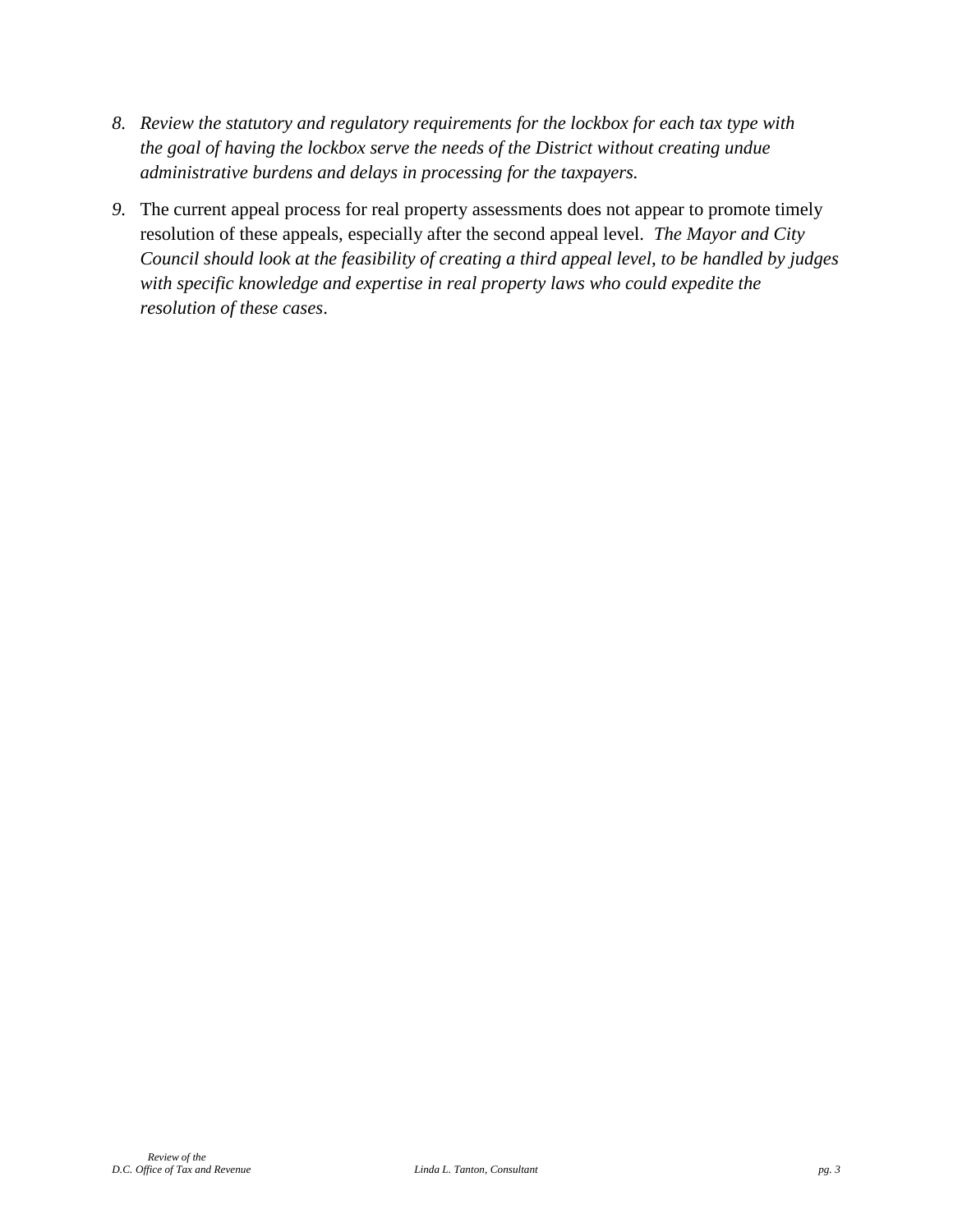8. *Review the statutory and regulatory requirements for the lockbox for each tax type with the goal of having the lockbox serve the needs of the District without creating undue administrative burdens and delays in processing for the taxpayers.*

9. The current appeal process for real property assessments does not appear to promote timely resolution of these appeals, especially after the second appeal level. *The Mayor and City Council should look at the feasibility of creating a third appeal level, to be handled by judges with specific knowledge and expertise in real property laws who could expedite the resolution of these cases*.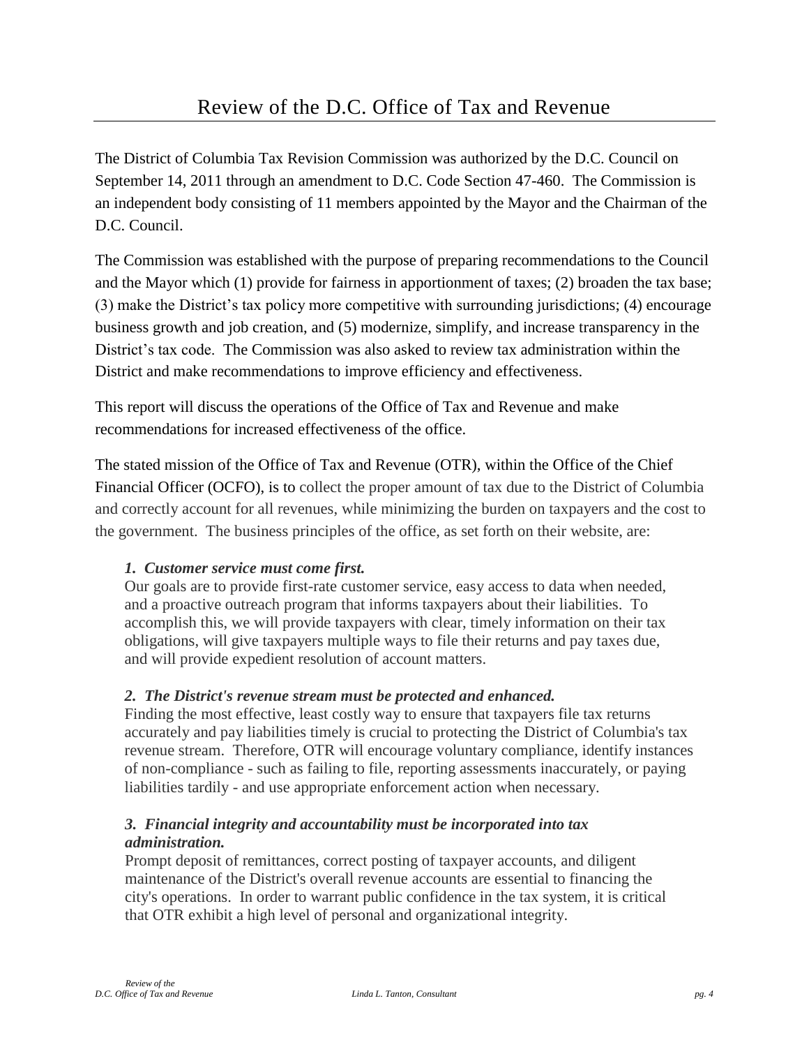# Review of the D.C. Office of Tax and Revenue

The District of Columbia Tax Revision Commission was authorized by the D.C. Council on September 14, 2011 through an amendment to D.C. Code Section 47-460. The Commission is an independent body consisting of 11 members appointed by the Mayor and the Chairman of the D.C. Council.

The Commission was established with the purpose of preparing recommendations to the Council and the Mayor which (1) provide for fairness in apportionment of taxes; (2) broaden the tax base; (3) make the District's tax policy more competitive with surrounding jurisdictions; (4) encourage business growth and job creation, and (5) modernize, simplify, and increase transparency in the District's tax code. The Commission was also asked to review tax administration within the District and make recommendations to improve efficiency and effectiveness.

This report will discuss the operations of the Office of Tax and Revenue and make recommendations for increased effectiveness of the office.

The stated mission of the Office of Tax and Revenue (OTR), within the Office of the Chief Financial Officer (OCFO), is to collect the proper amount of tax due to the District of Columbia and correctly account for all revenues, while minimizing the burden on taxpayers and the cost to the government. The business principles of the office, as set forth on their website, are:

> ***1. Customer service must come first.***
> Our goals are to provide first-rate customer service, easy access to data when needed, and a proactive outreach program that informs taxpayers about their liabilities. To accomplish this, we will provide taxpayers with clear, timely information on their tax obligations, will give taxpayers multiple ways to file their returns and pay taxes due, and will provide expedient resolution of account matters.
>
> ***2. The District's revenue stream must be protected and enhanced.***
> Finding the most effective, least costly way to ensure that taxpayers file tax returns accurately and pay liabilities timely is crucial to protecting the District of Columbia's tax revenue stream. Therefore, OTR will encourage voluntary compliance, identify instances of non-compliance - such as failing to file, reporting assessments inaccurately, or paying liabilities tardily - and use appropriate enforcement action when necessary.
>
> ***3. Financial integrity and accountability must be incorporated into tax administration.***
> Prompt deposit of remittances, correct posting of taxpayer accounts, and diligent maintenance of the District's overall revenue accounts are essential to financing the city's operations. In order to warrant public confidence in the tax system, it is critical that OTR exhibit a high level of personal and organizational integrity.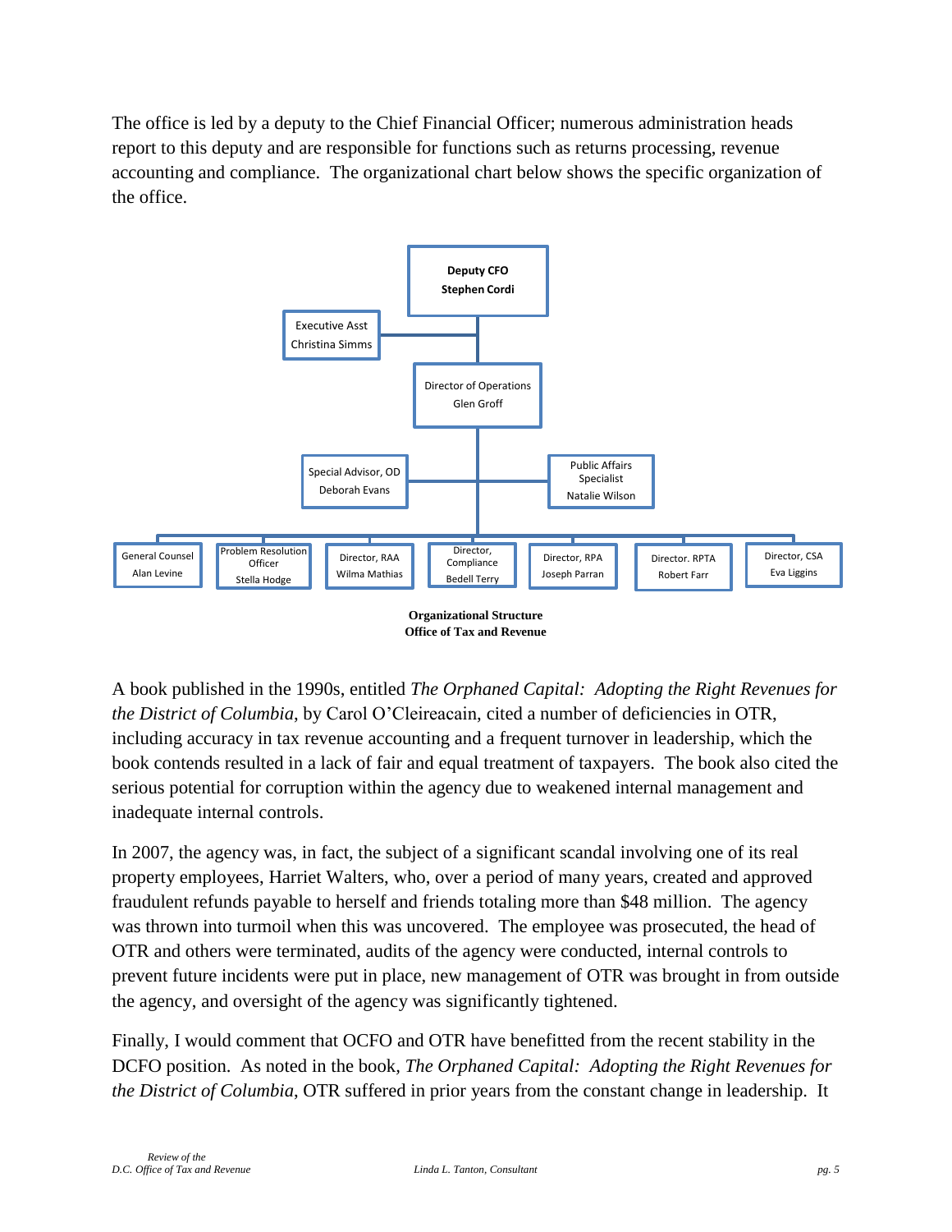The office is led by a deputy to the Chief Financial Officer; numerous administration heads report to this deputy and are responsible for functions such as returns processing, revenue accounting and compliance. The organizational chart below shows the specific organization of the office.

- **Deputy CFO** – **Stephen Cordi**
  - Executive Asst – Christina Simms
  - Director of Operations – Glen Groff
    - Special Advisor, OD – Deborah Evans
    - Public Affairs Specialist – Natalie Wilson
    - General Counsel – Alan Levine
    - Problem Resolution Officer – Stella Hodge
    - Director, RAA – Wilma Mathias
    - Director, Compliance – Bedell Terry
    - Director, RPA – Joseph Parran
    - Director. RPTA – Robert Farr
    - Director, CSA – Eva Liggins

**Organizational Structure**
**Office of Tax and Revenue**

A book published in the 1990s, entitled *The Orphaned Capital: Adopting the Right Revenues for the District of Columbia*, by Carol O'Cleireacain, cited a number of deficiencies in OTR, including accuracy in tax revenue accounting and a frequent turnover in leadership, which the book contends resulted in a lack of fair and equal treatment of taxpayers. The book also cited the serious potential for corruption within the agency due to weakened internal management and inadequate internal controls.

In 2007, the agency was, in fact, the subject of a significant scandal involving one of its real property employees, Harriet Walters, who, over a period of many years, created and approved fraudulent refunds payable to herself and friends totaling more than $48 million. The agency was thrown into turmoil when this was uncovered. The employee was prosecuted, the head of OTR and others were terminated, audits of the agency were conducted, internal controls to prevent future incidents were put in place, new management of OTR was brought in from outside the agency, and oversight of the agency was significantly tightened.

Finally, I would comment that OCFO and OTR have benefitted from the recent stability in the DCFO position. As noted in the book, *The Orphaned Capital: Adopting the Right Revenues for the District of Columbia*, OTR suffered in prior years from the constant change in leadership. It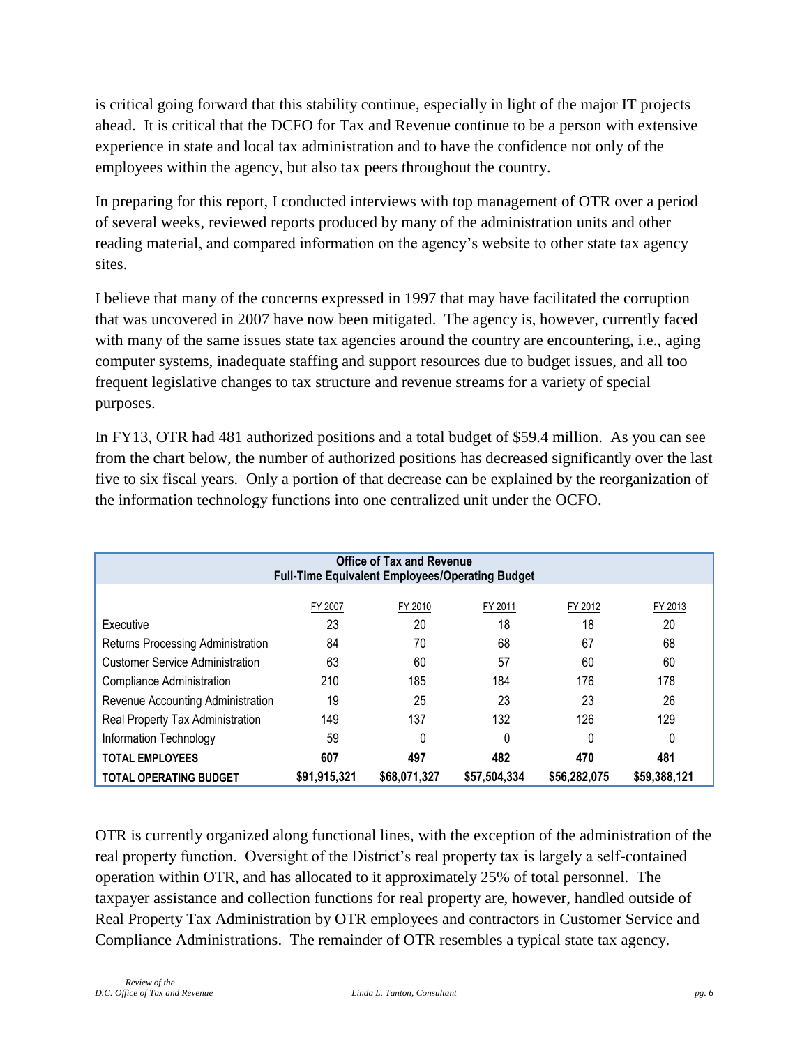is critical going forward that this stability continue, especially in light of the major IT projects ahead. It is critical that the DCFO for Tax and Revenue continue to be a person with extensive experience in state and local tax administration and to have the confidence not only of the employees within the agency, but also tax peers throughout the country.

In preparing for this report, I conducted interviews with top management of OTR over a period of several weeks, reviewed reports produced by many of the administration units and other reading material, and compared information on the agency's website to other state tax agency sites.

I believe that many of the concerns expressed in 1997 that may have facilitated the corruption that was uncovered in 2007 have now been mitigated. The agency is, however, currently faced with many of the same issues state tax agencies around the country are encountering, i.e., aging computer systems, inadequate staffing and support resources due to budget issues, and all too frequent legislative changes to tax structure and revenue streams for a variety of special purposes.

In FY13, OTR had 481 authorized positions and a total budget of $59.4 million. As you can see from the chart below, the number of authorized positions has decreased significantly over the last five to six fiscal years. Only a portion of that decrease can be explained by the reorganization of the information technology functions into one centralized unit under the OCFO.

**Office of Tax and Revenue**
**Full-Time Equivalent Employees/Operating Budget**

| | FY 2007 | FY 2010 | FY 2011 | FY 2012 | FY 2013 |
|---|---|---|---|---|---|
| Executive | 23 | 20 | 18 | 18 | 20 |
| Returns Processing Administration | 84 | 70 | 68 | 67 | 68 |
| Customer Service Administration | 63 | 60 | 57 | 60 | 60 |
| Compliance Administration | 210 | 185 | 184 | 176 | 178 |
| Revenue Accounting Administration | 19 | 25 | 23 | 23 | 26 |
| Real Property Tax Administration | 149 | 137 | 132 | 126 | 129 |
| Information Technology | 59 | 0 | 0 | 0 | 0 |
| **TOTAL EMPLOYEES** | **607** | **497** | **482** | **470** | **481** |
| **TOTAL OPERATING BUDGET** | **$91,915,321** | **$68,071,327** | **$57,504,334** | **$56,282,075** | **$59,388,121** |

OTR is currently organized along functional lines, with the exception of the administration of the real property function. Oversight of the District's real property tax is largely a self-contained operation within OTR, and has allocated to it approximately 25% of total personnel. The taxpayer assistance and collection functions for real property are, however, handled outside of Real Property Tax Administration by OTR employees and contractors in Customer Service and Compliance Administrations. The remainder of OTR resembles a typical state tax agency.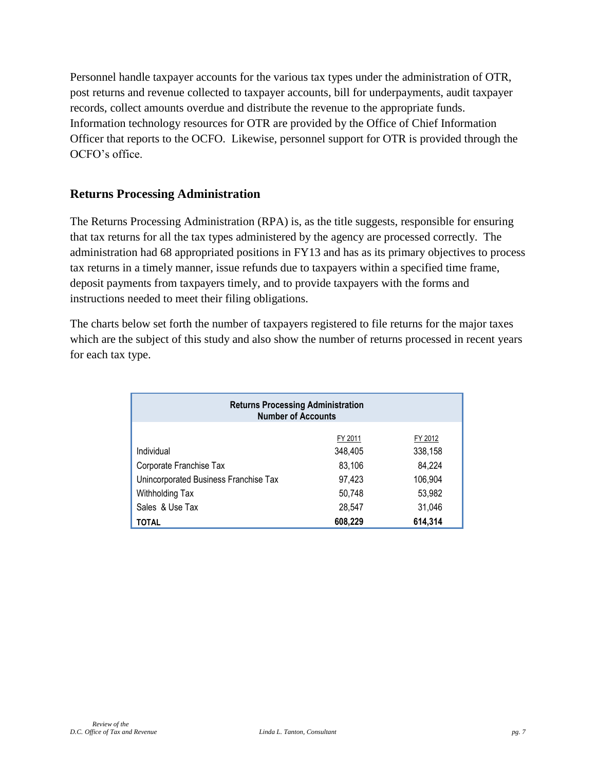Personnel handle taxpayer accounts for the various tax types under the administration of OTR, post returns and revenue collected to taxpayer accounts, bill for underpayments, audit taxpayer records, collect amounts overdue and distribute the revenue to the appropriate funds. Information technology resources for OTR are provided by the Office of Chief Information Officer that reports to the OCFO. Likewise, personnel support for OTR is provided through the OCFO's office.

## Returns Processing Administration

The Returns Processing Administration (RPA) is, as the title suggests, responsible for ensuring that tax returns for all the tax types administered by the agency are processed correctly. The administration had 68 appropriated positions in FY13 and has as its primary objectives to process tax returns in a timely manner, issue refunds due to taxpayers within a specified time frame, deposit payments from taxpayers timely, and to provide taxpayers with the forms and instructions needed to meet their filing obligations.

The charts below set forth the number of taxpayers registered to file returns for the major taxes which are the subject of this study and also show the number of returns processed in recent years for each tax type.

| Returns Processing Administration Number of Accounts | | |
|---|---|---|
| | FY 2011 | FY 2012 |
| Individual | 348,405 | 338,158 |
| Corporate Franchise Tax | 83,106 | 84,224 |
| Unincorporated Business Franchise Tax | 97,423 | 106,904 |
| Withholding Tax | 50,748 | 53,982 |
| Sales & Use Tax | 28,547 | 31,046 |
| **TOTAL** | **608,229** | **614,314** |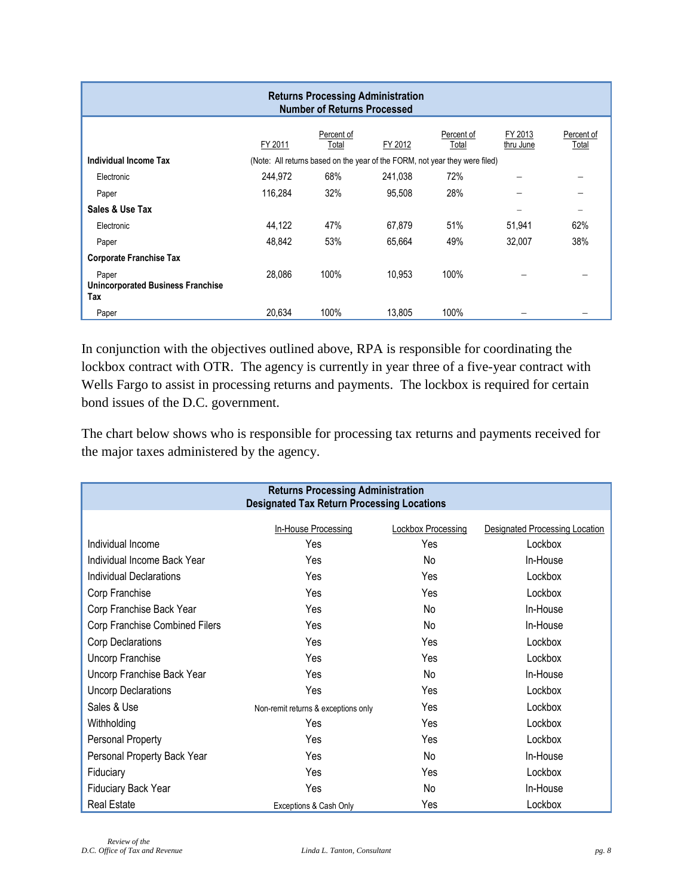| Returns Processing Administration<br>Number of Returns Processed | | | | | | |
|---|---|---|---|---|---|---|
| | FY 2011 | Percent of Total | FY 2012 | Percent of Total | FY 2013 thru June | Percent of Total |
| **Individual Income Tax** | (Note: All returns based on the year of the FORM, not year they were filed) | | | | | |
| Electronic | 244,972 | 68% | 241,038 | 72% | – | – |
| Paper | 116,284 | 32% | 95,508 | 28% | – | – |
| **Sales & Use Tax** | | | | | – | – |
| Electronic | 44,122 | 47% | 67,879 | 51% | 51,941 | 62% |
| Paper | 48,842 | 53% | 65,664 | 49% | 32,007 | 38% |
| **Corporate Franchise Tax** | | | | | | |
| Paper | 28,086 | 100% | 10,953 | 100% | – | – |
| **Unincorporated Business Franchise Tax** | | | | | | |
| Paper | 20,634 | 100% | 13,805 | 100% | – | – |

In conjunction with the objectives outlined above, RPA is responsible for coordinating the lockbox contract with OTR. The agency is currently in year three of a five-year contract with Wells Fargo to assist in processing returns and payments. The lockbox is required for certain bond issues of the D.C. government.

The chart below shows who is responsible for processing tax returns and payments received for the major taxes administered by the agency.

| Returns Processing Administration<br>Designated Tax Return Processing Locations | | | |
|---|---|---|---|
| | In-House Processing | Lockbox Processing | Designated Processing Location |
| Individual Income | Yes | Yes | Lockbox |
| Individual Income Back Year | Yes | No | In-House |
| Individual Declarations | Yes | Yes | Lockbox |
| Corp Franchise | Yes | Yes | Lockbox |
| Corp Franchise Back Year | Yes | No | In-House |
| Corp Franchise Combined Filers | Yes | No | In-House |
| Corp Declarations | Yes | Yes | Lockbox |
| Uncorp Franchise | Yes | Yes | Lockbox |
| Uncorp Franchise Back Year | Yes | No | In-House |
| Uncorp Declarations | Yes | Yes | Lockbox |
| Sales & Use | Non-remit returns & exceptions only | Yes | Lockbox |
| Withholding | Yes | Yes | Lockbox |
| Personal Property | Yes | Yes | Lockbox |
| Personal Property Back Year | Yes | No | In-House |
| Fiduciary | Yes | Yes | Lockbox |
| Fiduciary Back Year | Yes | No | In-House |
| Real Estate | Exceptions & Cash Only | Yes | Lockbox |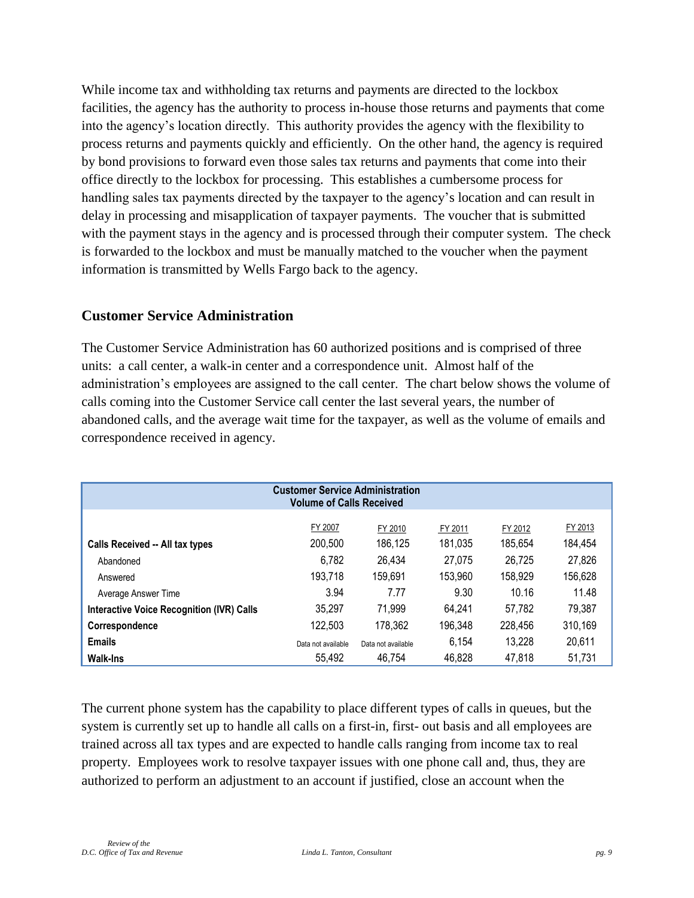While income tax and withholding tax returns and payments are directed to the lockbox facilities, the agency has the authority to process in-house those returns and payments that come into the agency's location directly. This authority provides the agency with the flexibility to process returns and payments quickly and efficiently. On the other hand, the agency is required by bond provisions to forward even those sales tax returns and payments that come into their office directly to the lockbox for processing. This establishes a cumbersome process for handling sales tax payments directed by the taxpayer to the agency's location and can result in delay in processing and misapplication of taxpayer payments. The voucher that is submitted with the payment stays in the agency and is processed through their computer system. The check is forwarded to the lockbox and must be manually matched to the voucher when the payment information is transmitted by Wells Fargo back to the agency.

## Customer Service Administration

The Customer Service Administration has 60 authorized positions and is comprised of three units: a call center, a walk-in center and a correspondence unit. Almost half of the administration's employees are assigned to the call center. The chart below shows the volume of calls coming into the Customer Service call center the last several years, the number of abandoned calls, and the average wait time for the taxpayer, as well as the volume of emails and correspondence received in agency.

**Customer Service Administration**
**Volume of Calls Received**

| | FY 2007 | FY 2010 | FY 2011 | FY 2012 | FY 2013 |
|---|---|---|---|---|---|
| **Calls Received -- All tax types** | 200,500 | 186,125 | 181,035 | 185,654 | 184,454 |
| Abandoned | 6,782 | 26,434 | 27,075 | 26,725 | 27,826 |
| Answered | 193,718 | 159,691 | 153,960 | 158,929 | 156,628 |
| Average Answer Time | 3.94 | 7.77 | 9.30 | 10.16 | 11.48 |
| **Interactive Voice Recognition (IVR) Calls** | 35,297 | 71,999 | 64,241 | 57,782 | 79,387 |
| **Correspondence** | 122,503 | 178,362 | 196,348 | 228,456 | 310,169 |
| **Emails** | Data not available | Data not available | 6,154 | 13,228 | 20,611 |
| **Walk-Ins** | 55,492 | 46,754 | 46,828 | 47,818 | 51,731 |

The current phone system has the capability to place different types of calls in queues, but the system is currently set up to handle all calls on a first-in, first- out basis and all employees are trained across all tax types and are expected to handle calls ranging from income tax to real property. Employees work to resolve taxpayer issues with one phone call and, thus, they are authorized to perform an adjustment to an account if justified, close an account when the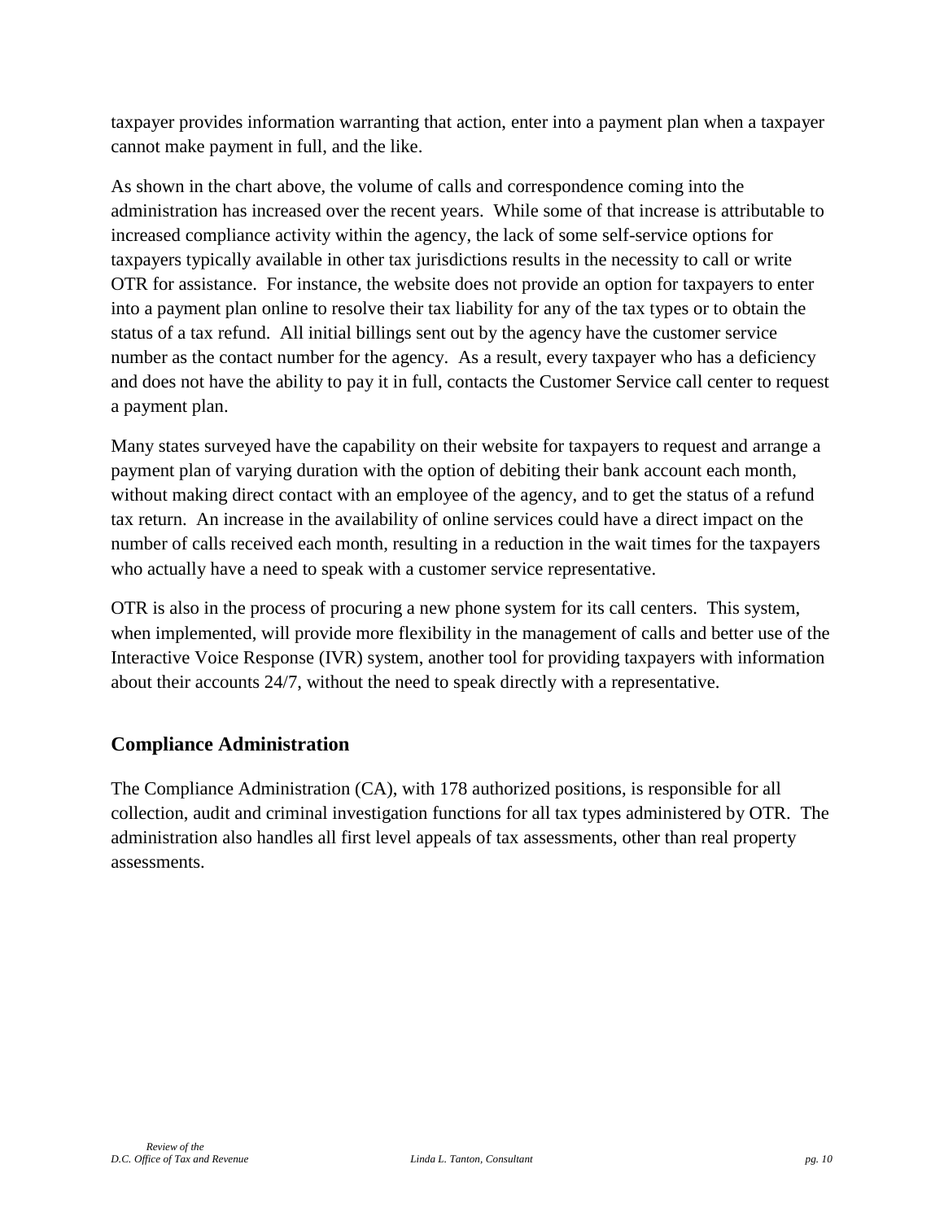taxpayer provides information warranting that action, enter into a payment plan when a taxpayer cannot make payment in full, and the like.

As shown in the chart above, the volume of calls and correspondence coming into the administration has increased over the recent years. While some of that increase is attributable to increased compliance activity within the agency, the lack of some self-service options for taxpayers typically available in other tax jurisdictions results in the necessity to call or write OTR for assistance. For instance, the website does not provide an option for taxpayers to enter into a payment plan online to resolve their tax liability for any of the tax types or to obtain the status of a tax refund. All initial billings sent out by the agency have the customer service number as the contact number for the agency. As a result, every taxpayer who has a deficiency and does not have the ability to pay it in full, contacts the Customer Service call center to request a payment plan.

Many states surveyed have the capability on their website for taxpayers to request and arrange a payment plan of varying duration with the option of debiting their bank account each month, without making direct contact with an employee of the agency, and to get the status of a refund tax return. An increase in the availability of online services could have a direct impact on the number of calls received each month, resulting in a reduction in the wait times for the taxpayers who actually have a need to speak with a customer service representative.

OTR is also in the process of procuring a new phone system for its call centers. This system, when implemented, will provide more flexibility in the management of calls and better use of the Interactive Voice Response (IVR) system, another tool for providing taxpayers with information about their accounts 24/7, without the need to speak directly with a representative.

## Compliance Administration

The Compliance Administration (CA), with 178 authorized positions, is responsible for all collection, audit and criminal investigation functions for all tax types administered by OTR. The administration also handles all first level appeals of tax assessments, other than real property assessments.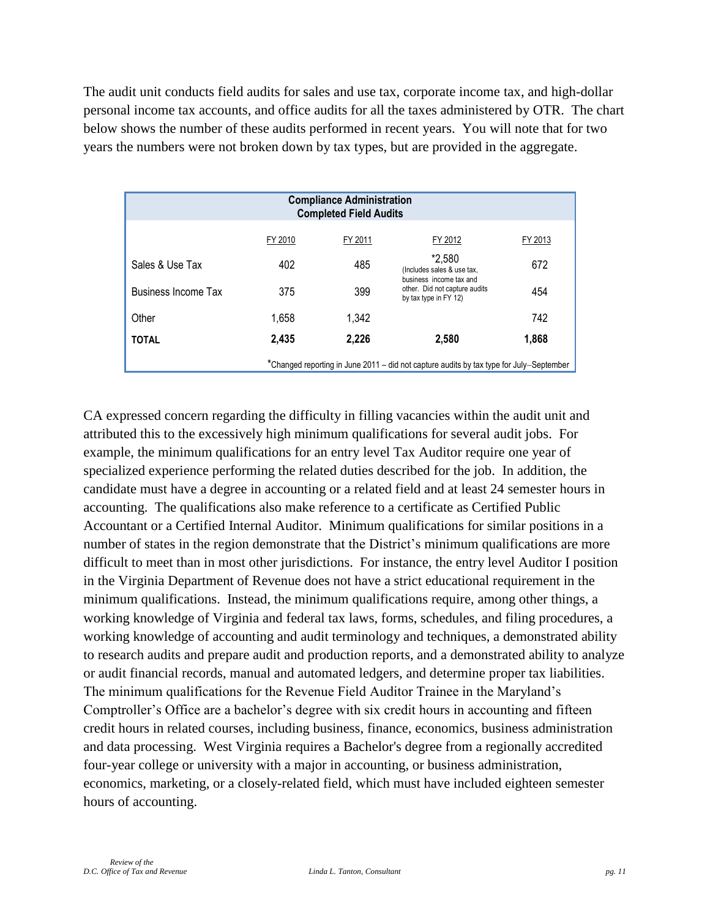The audit unit conducts field audits for sales and use tax, corporate income tax, and high-dollar personal income tax accounts, and office audits for all the taxes administered by OTR. The chart below shows the number of these audits performed in recent years. You will note that for two years the numbers were not broken down by tax types, but are provided in the aggregate.

**Compliance Administration**
**Completed Field Audits**

| | FY 2010 | FY 2011 | FY 2012 | FY 2013 |
|---|---|---|---|---|
| Sales & Use Tax | 402 | 485 | *2,580 (Includes sales & use tax, business income tax and other. Did not capture audits by tax type in FY 12) | 672 |
| Business Income Tax | 375 | 399 | | 454 |
| Other | 1,658 | 1,342 | | 742 |
| **TOTAL** | **2,435** | **2,226** | **2,580** | **1,868** |

*Changed reporting in June 2011 – did not capture audits by tax type for July–September

CA expressed concern regarding the difficulty in filling vacancies within the audit unit and attributed this to the excessively high minimum qualifications for several audit jobs. For example, the minimum qualifications for an entry level Tax Auditor require one year of specialized experience performing the related duties described for the job. In addition, the candidate must have a degree in accounting or a related field and at least 24 semester hours in accounting. The qualifications also make reference to a certificate as Certified Public Accountant or a Certified Internal Auditor. Minimum qualifications for similar positions in a number of states in the region demonstrate that the District's minimum qualifications are more difficult to meet than in most other jurisdictions. For instance, the entry level Auditor I position in the Virginia Department of Revenue does not have a strict educational requirement in the minimum qualifications. Instead, the minimum qualifications require, among other things, a working knowledge of Virginia and federal tax laws, forms, schedules, and filing procedures, a working knowledge of accounting and audit terminology and techniques, a demonstrated ability to research audits and prepare audit and production reports, and a demonstrated ability to analyze or audit financial records, manual and automated ledgers, and determine proper tax liabilities. The minimum qualifications for the Revenue Field Auditor Trainee in the Maryland's Comptroller's Office are a bachelor's degree with six credit hours in accounting and fifteen credit hours in related courses, including business, finance, economics, business administration and data processing. West Virginia requires a Bachelor's degree from a regionally accredited four-year college or university with a major in accounting, or business administration, economics, marketing, or a closely-related field, which must have included eighteen semester hours of accounting.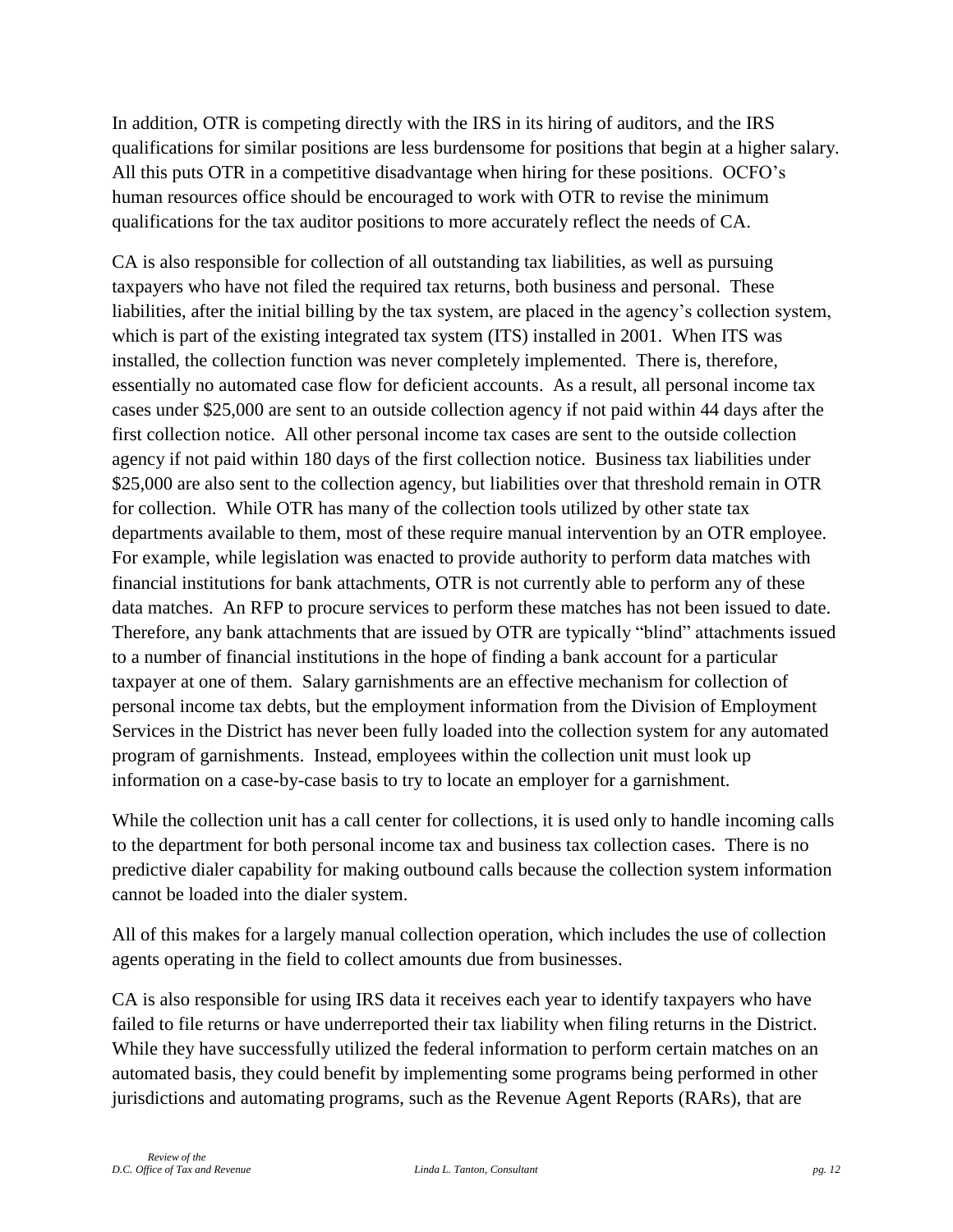In addition, OTR is competing directly with the IRS in its hiring of auditors, and the IRS qualifications for similar positions are less burdensome for positions that begin at a higher salary. All this puts OTR in a competitive disadvantage when hiring for these positions. OCFO's human resources office should be encouraged to work with OTR to revise the minimum qualifications for the tax auditor positions to more accurately reflect the needs of CA.

CA is also responsible for collection of all outstanding tax liabilities, as well as pursuing taxpayers who have not filed the required tax returns, both business and personal. These liabilities, after the initial billing by the tax system, are placed in the agency's collection system, which is part of the existing integrated tax system (ITS) installed in 2001. When ITS was installed, the collection function was never completely implemented. There is, therefore, essentially no automated case flow for deficient accounts. As a result, all personal income tax cases under $25,000 are sent to an outside collection agency if not paid within 44 days after the first collection notice. All other personal income tax cases are sent to the outside collection agency if not paid within 180 days of the first collection notice. Business tax liabilities under $25,000 are also sent to the collection agency, but liabilities over that threshold remain in OTR for collection. While OTR has many of the collection tools utilized by other state tax departments available to them, most of these require manual intervention by an OTR employee. For example, while legislation was enacted to provide authority to perform data matches with financial institutions for bank attachments, OTR is not currently able to perform any of these data matches. An RFP to procure services to perform these matches has not been issued to date. Therefore, any bank attachments that are issued by OTR are typically "blind" attachments issued to a number of financial institutions in the hope of finding a bank account for a particular taxpayer at one of them. Salary garnishments are an effective mechanism for collection of personal income tax debts, but the employment information from the Division of Employment Services in the District has never been fully loaded into the collection system for any automated program of garnishments. Instead, employees within the collection unit must look up information on a case-by-case basis to try to locate an employer for a garnishment.

While the collection unit has a call center for collections, it is used only to handle incoming calls to the department for both personal income tax and business tax collection cases. There is no predictive dialer capability for making outbound calls because the collection system information cannot be loaded into the dialer system.

All of this makes for a largely manual collection operation, which includes the use of collection agents operating in the field to collect amounts due from businesses.

CA is also responsible for using IRS data it receives each year to identify taxpayers who have failed to file returns or have underreported their tax liability when filing returns in the District. While they have successfully utilized the federal information to perform certain matches on an automated basis, they could benefit by implementing some programs being performed in other jurisdictions and automating programs, such as the Revenue Agent Reports (RARs), that are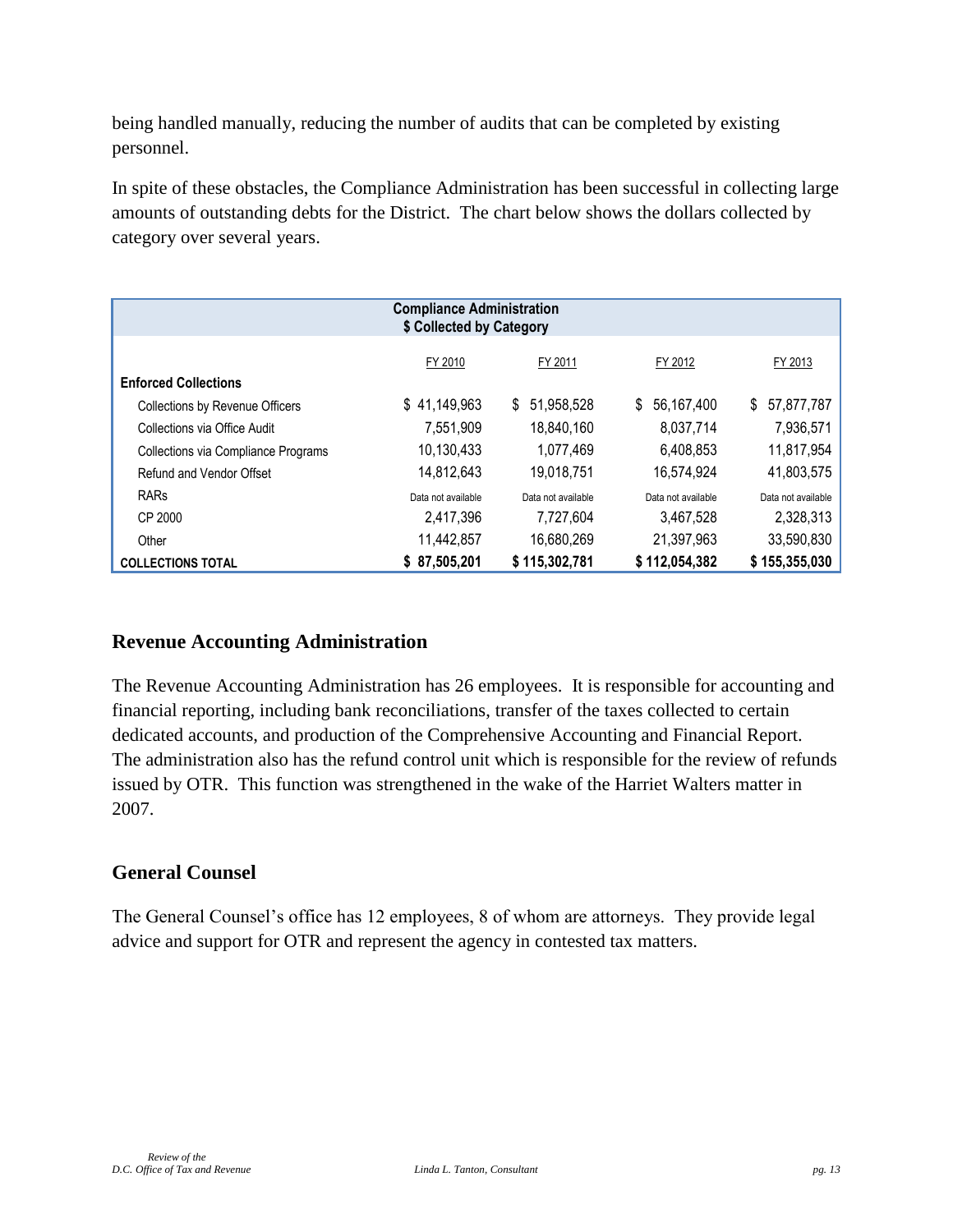being handled manually, reducing the number of audits that can be completed by existing personnel.

In spite of these obstacles, the Compliance Administration has been successful in collecting large amounts of outstanding debts for the District. The chart below shows the dollars collected by category over several years.

| **Compliance Administration<br>$ Collected by Category** | | | | |
|---|---|---|---|---|
| | FY 2010 | FY 2011 | FY 2012 | FY 2013 |
| **Enforced Collections** | | | | |
| Collections by Revenue Officers | $ 41,149,963 | $ 51,958,528 | $ 56,167,400 | $ 57,877,787 |
| Collections via Office Audit | 7,551,909 | 18,840,160 | 8,037,714 | 7,936,571 |
| Collections via Compliance Programs | 10,130,433 | 1,077,469 | 6,408,853 | 11,817,954 |
| Refund and Vendor Offset | 14,812,643 | 19,018,751 | 16,574,924 | 41,803,575 |
| RARs | Data not available | Data not available | Data not available | Data not available |
| CP 2000 | 2,417,396 | 7,727,604 | 3,467,528 | 2,328,313 |
| Other | 11,442,857 | 16,680,269 | 21,397,963 | 33,590,830 |
| **COLLECTIONS TOTAL** | **$ 87,505,201** | **$ 115,302,781** | **$ 112,054,382** | **$ 155,355,030** |

## Revenue Accounting Administration

The Revenue Accounting Administration has 26 employees. It is responsible for accounting and financial reporting, including bank reconciliations, transfer of the taxes collected to certain dedicated accounts, and production of the Comprehensive Accounting and Financial Report. The administration also has the refund control unit which is responsible for the review of refunds issued by OTR. This function was strengthened in the wake of the Harriet Walters matter in 2007.

## General Counsel

The General Counsel's office has 12 employees, 8 of whom are attorneys. They provide legal advice and support for OTR and represent the agency in contested tax matters.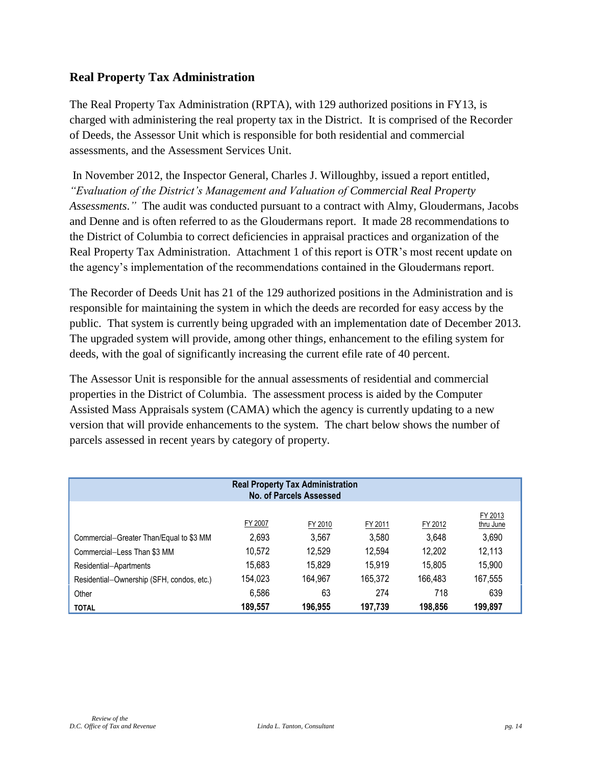## Real Property Tax Administration

The Real Property Tax Administration (RPTA), with 129 authorized positions in FY13, is charged with administering the real property tax in the District. It is comprised of the Recorder of Deeds, the Assessor Unit which is responsible for both residential and commercial assessments, and the Assessment Services Unit.

In November 2012, the Inspector General, Charles J. Willoughby, issued a report entitled, *"Evaluation of the District's Management and Valuation of Commercial Real Property Assessments."* The audit was conducted pursuant to a contract with Almy, Gloudermans, Jacobs and Denne and is often referred to as the Gloudermans report. It made 28 recommendations to the District of Columbia to correct deficiencies in appraisal practices and organization of the Real Property Tax Administration. Attachment 1 of this report is OTR's most recent update on the agency's implementation of the recommendations contained in the Gloudermans report.

The Recorder of Deeds Unit has 21 of the 129 authorized positions in the Administration and is responsible for maintaining the system in which the deeds are recorded for easy access by the public. That system is currently being upgraded with an implementation date of December 2013. The upgraded system will provide, among other things, enhancement to the efiling system for deeds, with the goal of significantly increasing the current efile rate of 40 percent.

The Assessor Unit is responsible for the annual assessments of residential and commercial properties in the District of Columbia. The assessment process is aided by the Computer Assisted Mass Appraisals system (CAMA) which the agency is currently updating to a new version that will provide enhancements to the system. The chart below shows the number of parcels assessed in recent years by category of property.

**Real Property Tax Administration**
**No. of Parcels Assessed**

| | FY 2007 | FY 2010 | FY 2011 | FY 2012 | FY 2013 thru June |
|---|---|---|---|---|---|
| Commercial–Greater Than/Equal to $3 MM | 2,693 | 3,567 | 3,580 | 3,648 | 3,690 |
| Commercial–Less Than $3 MM | 10,572 | 12,529 | 12,594 | 12,202 | 12,113 |
| Residential–Apartments | 15,683 | 15,829 | 15,919 | 15,805 | 15,900 |
| Residential–Ownership (SFH, condos, etc.) | 154,023 | 164,967 | 165,372 | 166,483 | 167,555 |
| Other | 6,586 | 63 | 274 | 718 | 639 |
| **TOTAL** | **189,557** | **196,955** | **197,739** | **198,856** | **199,897** |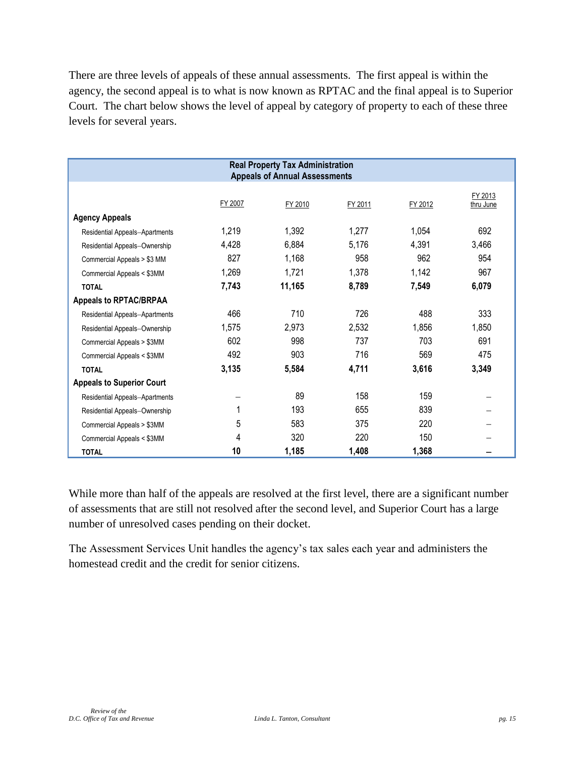There are three levels of appeals of these annual assessments. The first appeal is within the agency, the second appeal is to what is now known as RPTAC and the final appeal is to Superior Court. The chart below shows the level of appeal by category of property to each of these three levels for several years.

| Real Property Tax Administration Appeals of Annual Assessments | | | | | |
|---|---|---|---|---|---|
| | FY 2007 | FY 2010 | FY 2011 | FY 2012 | FY 2013 thru June |
| **Agency Appeals** | | | | | |
| Residential Appeals–Apartments | 1,219 | 1,392 | 1,277 | 1,054 | 692 |
| Residential Appeals–Ownership | 4,428 | 6,884 | 5,176 | 4,391 | 3,466 |
| Commercial Appeals > $3 MM | 827 | 1,168 | 958 | 962 | 954 |
| Commercial Appeals < $3MM | 1,269 | 1,721 | 1,378 | 1,142 | 967 |
| **TOTAL** | **7,743** | **11,165** | **8,789** | **7,549** | **6,079** |
| **Appeals to RPTAC/BRPAA** | | | | | |
| Residential Appeals–Apartments | 466 | 710 | 726 | 488 | 333 |
| Residential Appeals–Ownership | 1,575 | 2,973 | 2,532 | 1,856 | 1,850 |
| Commercial Appeals > $3MM | 602 | 998 | 737 | 703 | 691 |
| Commercial Appeals < $3MM | 492 | 903 | 716 | 569 | 475 |
| **TOTAL** | **3,135** | **5,584** | **4,711** | **3,616** | **3,349** |
| **Appeals to Superior Court** | | | | | |
| Residential Appeals–Apartments | – | 89 | 158 | 159 | – |
| Residential Appeals–Ownership | 1 | 193 | 655 | 839 | – |
| Commercial Appeals > $3MM | 5 | 583 | 375 | 220 | – |
| Commercial Appeals < $3MM | 4 | 320 | 220 | 150 | – |
| **TOTAL** | **10** | **1,185** | **1,408** | **1,368** | **–** |

While more than half of the appeals are resolved at the first level, there are a significant number of assessments that are still not resolved after the second level, and Superior Court has a large number of unresolved cases pending on their docket.

The Assessment Services Unit handles the agency's tax sales each year and administers the homestead credit and the credit for senior citizens.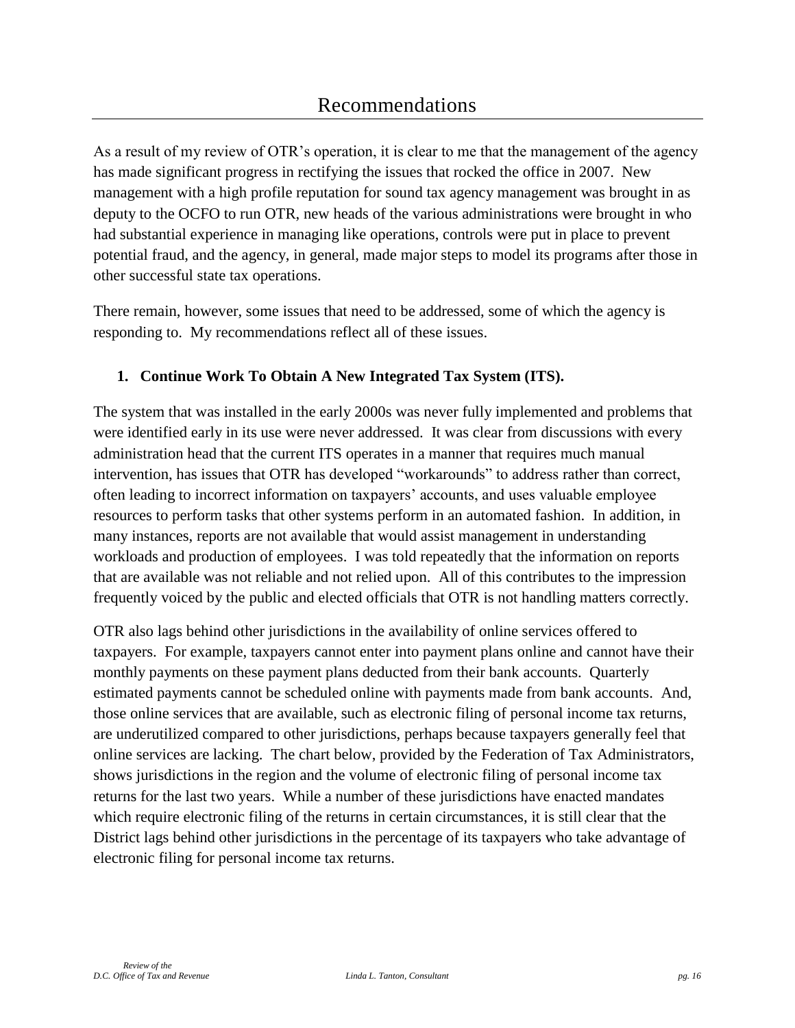# Recommendations

As a result of my review of OTR's operation, it is clear to me that the management of the agency has made significant progress in rectifying the issues that rocked the office in 2007. New management with a high profile reputation for sound tax agency management was brought in as deputy to the OCFO to run OTR, new heads of the various administrations were brought in who had substantial experience in managing like operations, controls were put in place to prevent potential fraud, and the agency, in general, made major steps to model its programs after those in other successful state tax operations.

There remain, however, some issues that need to be addressed, some of which the agency is responding to. My recommendations reflect all of these issues.

1. **Continue Work To Obtain A New Integrated Tax System (ITS).**

The system that was installed in the early 2000s was never fully implemented and problems that were identified early in its use were never addressed. It was clear from discussions with every administration head that the current ITS operates in a manner that requires much manual intervention, has issues that OTR has developed "workarounds" to address rather than correct, often leading to incorrect information on taxpayers' accounts, and uses valuable employee resources to perform tasks that other systems perform in an automated fashion. In addition, in many instances, reports are not available that would assist management in understanding workloads and production of employees. I was told repeatedly that the information on reports that are available was not reliable and not relied upon. All of this contributes to the impression frequently voiced by the public and elected officials that OTR is not handling matters correctly.

OTR also lags behind other jurisdictions in the availability of online services offered to taxpayers. For example, taxpayers cannot enter into payment plans online and cannot have their monthly payments on these payment plans deducted from their bank accounts. Quarterly estimated payments cannot be scheduled online with payments made from bank accounts. And, those online services that are available, such as electronic filing of personal income tax returns, are underutilized compared to other jurisdictions, perhaps because taxpayers generally feel that online services are lacking. The chart below, provided by the Federation of Tax Administrators, shows jurisdictions in the region and the volume of electronic filing of personal income tax returns for the last two years. While a number of these jurisdictions have enacted mandates which require electronic filing of the returns in certain circumstances, it is still clear that the District lags behind other jurisdictions in the percentage of its taxpayers who take advantage of electronic filing for personal income tax returns.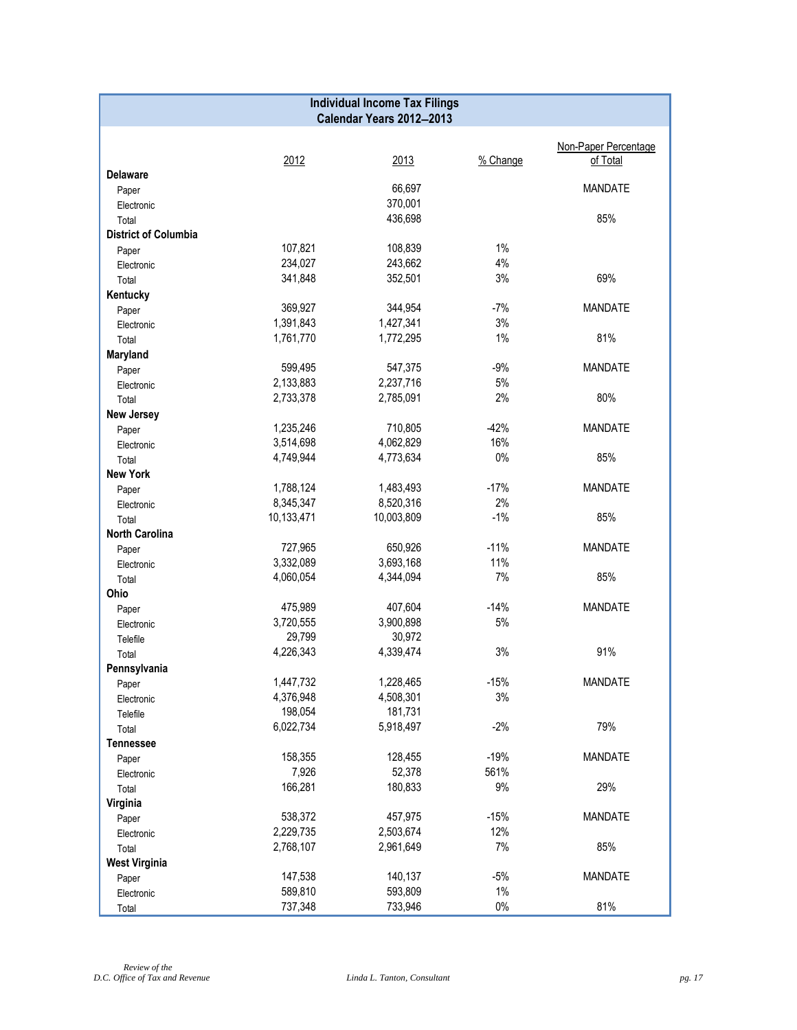| Individual Income Tax Filings<br>Calendar Years 2012–2013 | | | | |
|---|---|---|---|---|
| | 2012 | 2013 | % Change | Non-Paper Percentage of Total |
| **Delaware** | | | | |
| Paper | | 66,697 | | MANDATE |
| Electronic | | 370,001 | | |
| Total | | 436,698 | | 85% |
| **District of Columbia** | | | | |
| Paper | 107,821 | 108,839 | 1% | |
| Electronic | 234,027 | 243,662 | 4% | |
| Total | 341,848 | 352,501 | 3% | 69% |
| **Kentucky** | | | | |
| Paper | 369,927 | 344,954 | -7% | MANDATE |
| Electronic | 1,391,843 | 1,427,341 | 3% | |
| Total | 1,761,770 | 1,772,295 | 1% | 81% |
| **Maryland** | | | | |
| Paper | 599,495 | 547,375 | -9% | MANDATE |
| Electronic | 2,133,883 | 2,237,716 | 5% | |
| Total | 2,733,378 | 2,785,091 | 2% | 80% |
| **New Jersey** | | | | |
| Paper | 1,235,246 | 710,805 | -42% | MANDATE |
| Electronic | 3,514,698 | 4,062,829 | 16% | |
| Total | 4,749,944 | 4,773,634 | 0% | 85% |
| **New York** | | | | |
| Paper | 1,788,124 | 1,483,493 | -17% | MANDATE |
| Electronic | 8,345,347 | 8,520,316 | 2% | |
| Total | 10,133,471 | 10,003,809 | -1% | 85% |
| **North Carolina** | | | | |
| Paper | 727,965 | 650,926 | -11% | MANDATE |
| Electronic | 3,332,089 | 3,693,168 | 11% | |
| Total | 4,060,054 | 4,344,094 | 7% | 85% |
| **Ohio** | | | | |
| Paper | 475,989 | 407,604 | -14% | MANDATE |
| Electronic | 3,720,555 | 3,900,898 | 5% | |
| Telefile | 29,799 | 30,972 | | |
| Total | 4,226,343 | 4,339,474 | 3% | 91% |
| **Pennsylvania** | | | | |
| Paper | 1,447,732 | 1,228,465 | -15% | MANDATE |
| Electronic | 4,376,948 | 4,508,301 | 3% | |
| Telefile | 198,054 | 181,731 | | |
| Total | 6,022,734 | 5,918,497 | -2% | 79% |
| **Tennessee** | | | | |
| Paper | 158,355 | 128,455 | -19% | MANDATE |
| Electronic | 7,926 | 52,378 | 561% | |
| Total | 166,281 | 180,833 | 9% | 29% |
| **Virginia** | | | | |
| Paper | 538,372 | 457,975 | -15% | MANDATE |
| Electronic | 2,229,735 | 2,503,674 | 12% | |
| Total | 2,768,107 | 2,961,649 | 7% | 85% |
| **West Virginia** | | | | |
| Paper | 147,538 | 140,137 | -5% | MANDATE |
| Electronic | 589,810 | 593,809 | 1% | |
| Total | 737,348 | 733,946 | 0% | 81% |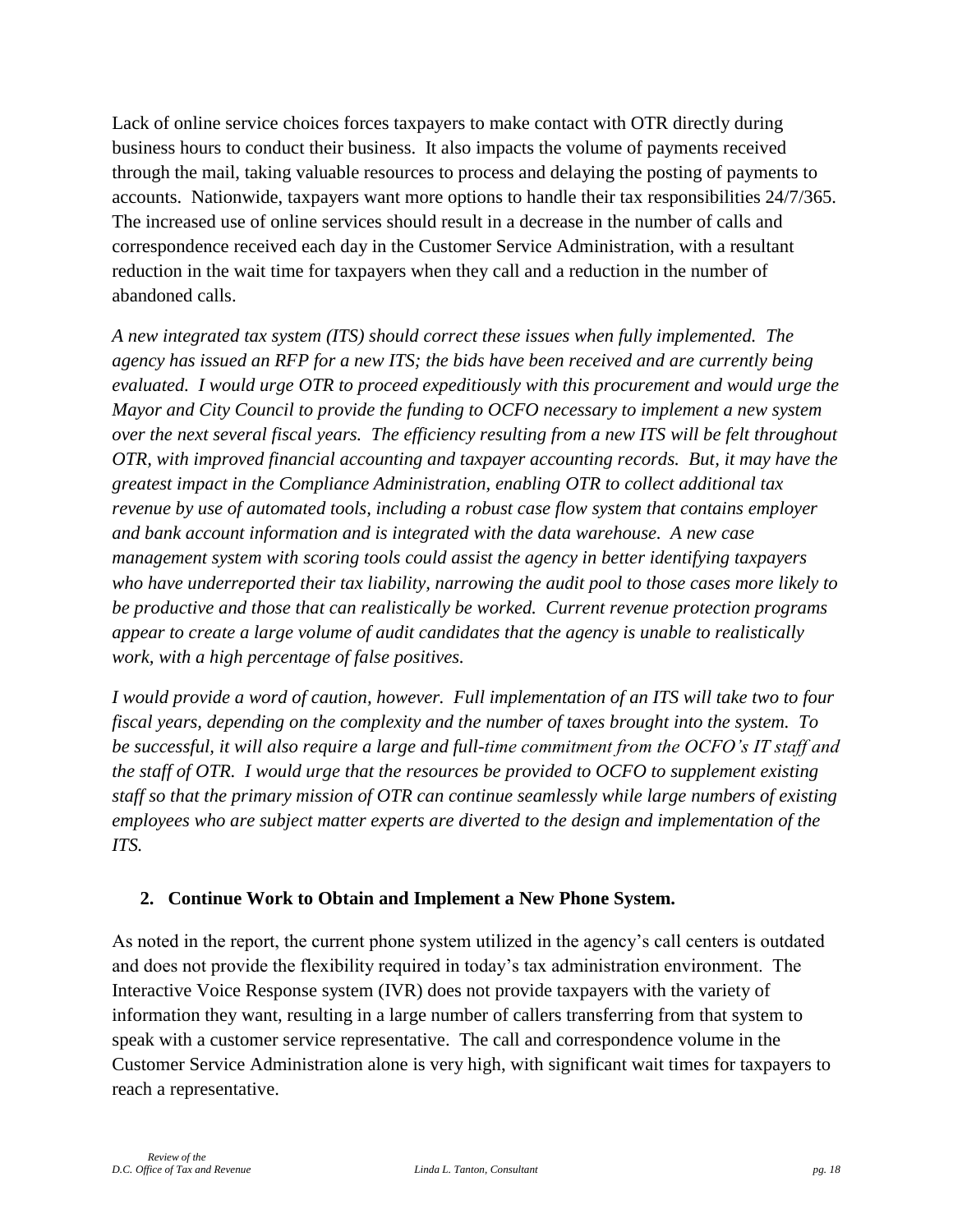Lack of online service choices forces taxpayers to make contact with OTR directly during business hours to conduct their business. It also impacts the volume of payments received through the mail, taking valuable resources to process and delaying the posting of payments to accounts. Nationwide, taxpayers want more options to handle their tax responsibilities 24/7/365. The increased use of online services should result in a decrease in the number of calls and correspondence received each day in the Customer Service Administration, with a resultant reduction in the wait time for taxpayers when they call and a reduction in the number of abandoned calls.

*A new integrated tax system (ITS) should correct these issues when fully implemented. The agency has issued an RFP for a new ITS; the bids have been received and are currently being evaluated. I would urge OTR to proceed expeditiously with this procurement and would urge the Mayor and City Council to provide the funding to OCFO necessary to implement a new system over the next several fiscal years. The efficiency resulting from a new ITS will be felt throughout OTR, with improved financial accounting and taxpayer accounting records. But, it may have the greatest impact in the Compliance Administration, enabling OTR to collect additional tax revenue by use of automated tools, including a robust case flow system that contains employer and bank account information and is integrated with the data warehouse. A new case management system with scoring tools could assist the agency in better identifying taxpayers who have underreported their tax liability, narrowing the audit pool to those cases more likely to be productive and those that can realistically be worked. Current revenue protection programs appear to create a large volume of audit candidates that the agency is unable to realistically work, with a high percentage of false positives.*

*I would provide a word of caution, however. Full implementation of an ITS will take two to four fiscal years, depending on the complexity and the number of taxes brought into the system. To be successful, it will also require a large and full-time commitment from the OCFO's IT staff and the staff of OTR. I would urge that the resources be provided to OCFO to supplement existing staff so that the primary mission of OTR can continue seamlessly while large numbers of existing employees who are subject matter experts are diverted to the design and implementation of the ITS.*

**2. Continue Work to Obtain and Implement a New Phone System.**

As noted in the report, the current phone system utilized in the agency's call centers is outdated and does not provide the flexibility required in today's tax administration environment. The Interactive Voice Response system (IVR) does not provide taxpayers with the variety of information they want, resulting in a large number of callers transferring from that system to speak with a customer service representative. The call and correspondence volume in the Customer Service Administration alone is very high, with significant wait times for taxpayers to reach a representative.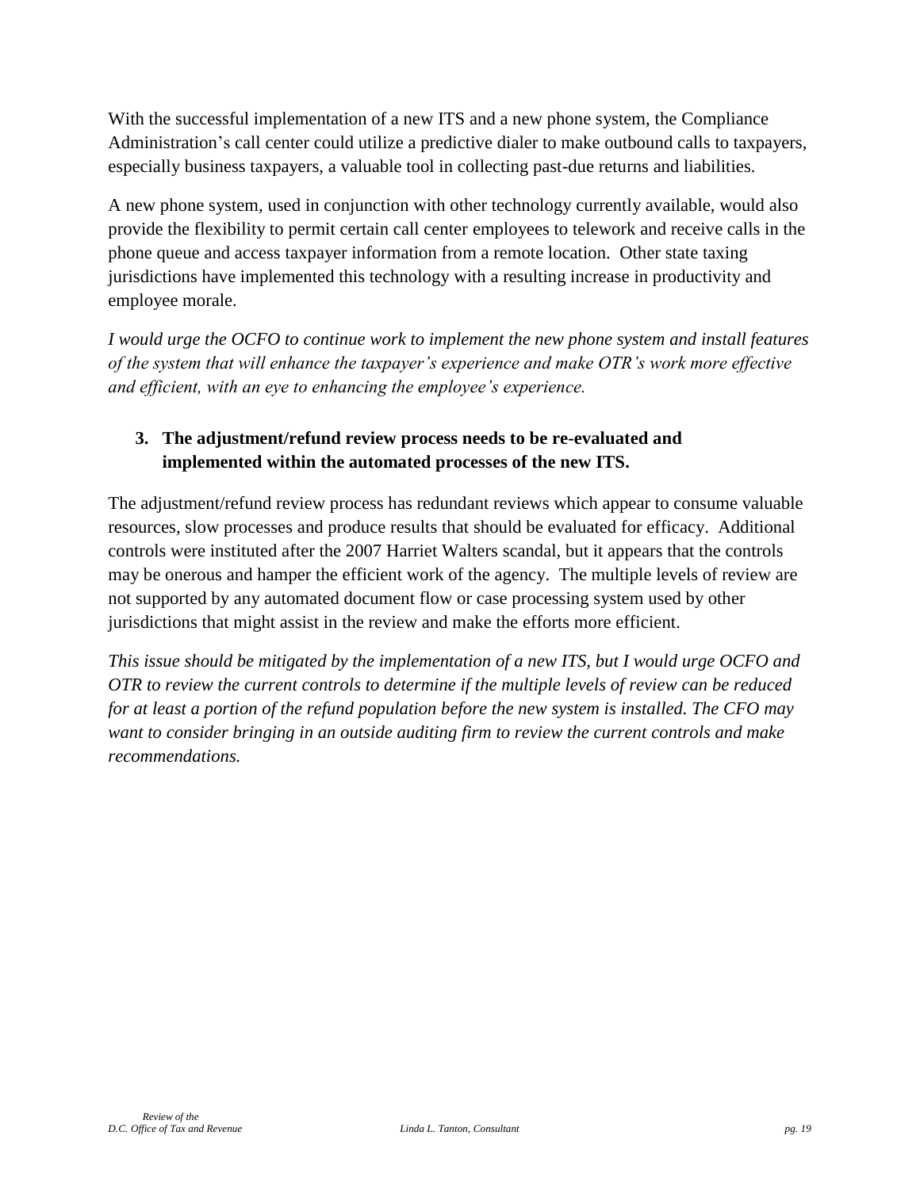With the successful implementation of a new ITS and a new phone system, the Compliance Administration's call center could utilize a predictive dialer to make outbound calls to taxpayers, especially business taxpayers, a valuable tool in collecting past-due returns and liabilities.

A new phone system, used in conjunction with other technology currently available, would also provide the flexibility to permit certain call center employees to telework and receive calls in the phone queue and access taxpayer information from a remote location. Other state taxing jurisdictions have implemented this technology with a resulting increase in productivity and employee morale.

*I would urge the OCFO to continue work to implement the new phone system and install features of the system that will enhance the taxpayer's experience and make OTR's work more effective and efficient, with an eye to enhancing the employee's experience.*

**3. The adjustment/refund review process needs to be re-evaluated and implemented within the automated processes of the new ITS.**

The adjustment/refund review process has redundant reviews which appear to consume valuable resources, slow processes and produce results that should be evaluated for efficacy. Additional controls were instituted after the 2007 Harriet Walters scandal, but it appears that the controls may be onerous and hamper the efficient work of the agency. The multiple levels of review are not supported by any automated document flow or case processing system used by other jurisdictions that might assist in the review and make the efforts more efficient.

*This issue should be mitigated by the implementation of a new ITS, but I would urge OCFO and OTR to review the current controls to determine if the multiple levels of review can be reduced for at least a portion of the refund population before the new system is installed. The CFO may want to consider bringing in an outside auditing firm to review the current controls and make recommendations.*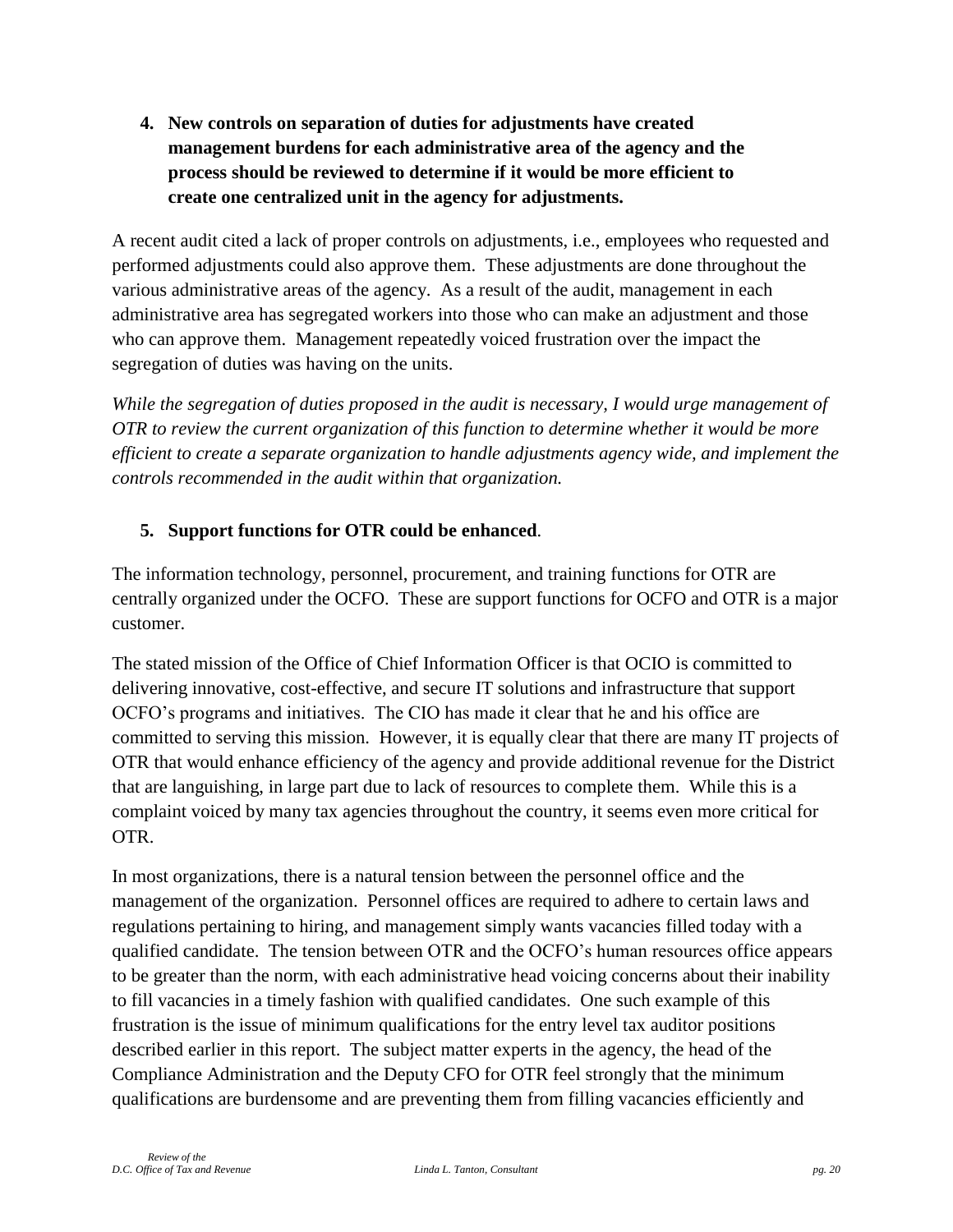4. **New controls on separation of duties for adjustments have created management burdens for each administrative area of the agency and the process should be reviewed to determine if it would be more efficient to create one centralized unit in the agency for adjustments.**

A recent audit cited a lack of proper controls on adjustments, i.e., employees who requested and performed adjustments could also approve them. These adjustments are done throughout the various administrative areas of the agency. As a result of the audit, management in each administrative area has segregated workers into those who can make an adjustment and those who can approve them. Management repeatedly voiced frustration over the impact the segregation of duties was having on the units.

*While the segregation of duties proposed in the audit is necessary, I would urge management of OTR to review the current organization of this function to determine whether it would be more efficient to create a separate organization to handle adjustments agency wide, and implement the controls recommended in the audit within that organization.*

5. **Support functions for OTR could be enhanced**.

The information technology, personnel, procurement, and training functions for OTR are centrally organized under the OCFO. These are support functions for OCFO and OTR is a major customer.

The stated mission of the Office of Chief Information Officer is that OCIO is committed to delivering innovative, cost-effective, and secure IT solutions and infrastructure that support OCFO's programs and initiatives. The CIO has made it clear that he and his office are committed to serving this mission. However, it is equally clear that there are many IT projects of OTR that would enhance efficiency of the agency and provide additional revenue for the District that are languishing, in large part due to lack of resources to complete them. While this is a complaint voiced by many tax agencies throughout the country, it seems even more critical for OTR.

In most organizations, there is a natural tension between the personnel office and the management of the organization. Personnel offices are required to adhere to certain laws and regulations pertaining to hiring, and management simply wants vacancies filled today with a qualified candidate. The tension between OTR and the OCFO's human resources office appears to be greater than the norm, with each administrative head voicing concerns about their inability to fill vacancies in a timely fashion with qualified candidates. One such example of this frustration is the issue of minimum qualifications for the entry level tax auditor positions described earlier in this report. The subject matter experts in the agency, the head of the Compliance Administration and the Deputy CFO for OTR feel strongly that the minimum qualifications are burdensome and are preventing them from filling vacancies efficiently and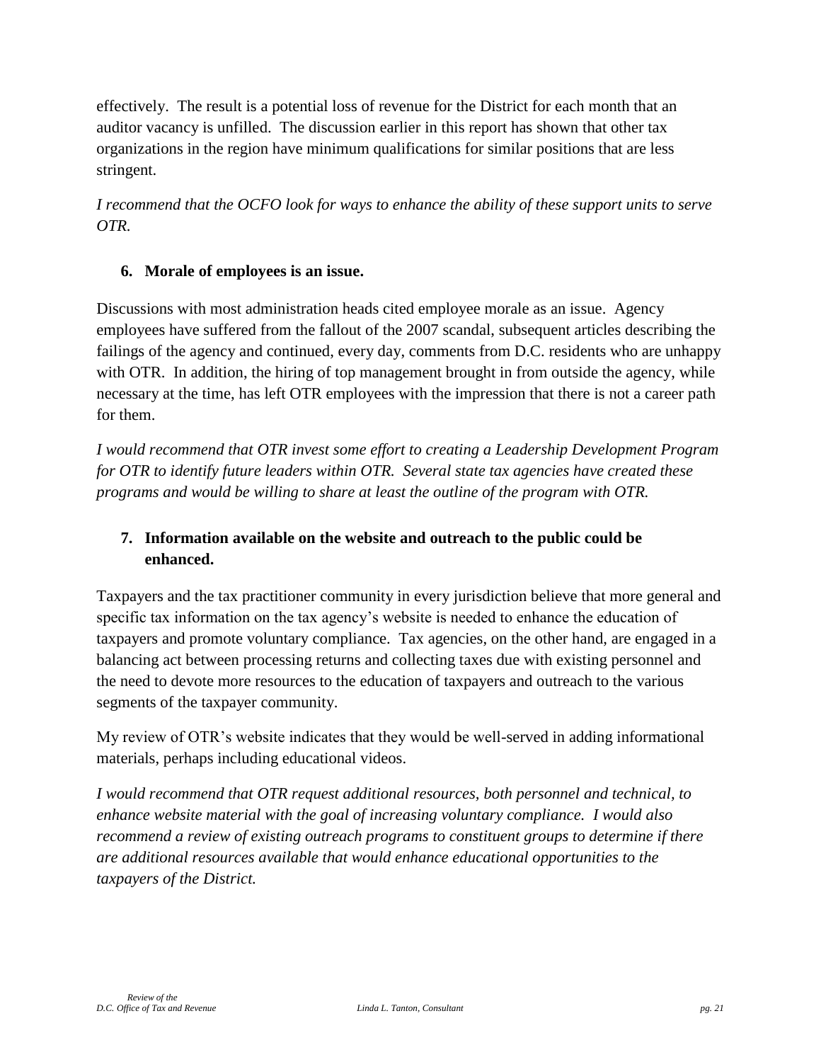effectively. The result is a potential loss of revenue for the District for each month that an auditor vacancy is unfilled. The discussion earlier in this report has shown that other tax organizations in the region have minimum qualifications for similar positions that are less stringent.

*I recommend that the OCFO look for ways to enhance the ability of these support units to serve OTR.*

6. **Morale of employees is an issue.**

Discussions with most administration heads cited employee morale as an issue. Agency employees have suffered from the fallout of the 2007 scandal, subsequent articles describing the failings of the agency and continued, every day, comments from D.C. residents who are unhappy with OTR. In addition, the hiring of top management brought in from outside the agency, while necessary at the time, has left OTR employees with the impression that there is not a career path for them.

*I would recommend that OTR invest some effort to creating a Leadership Development Program for OTR to identify future leaders within OTR. Several state tax agencies have created these programs and would be willing to share at least the outline of the program with OTR.*

7. **Information available on the website and outreach to the public could be enhanced.**

Taxpayers and the tax practitioner community in every jurisdiction believe that more general and specific tax information on the tax agency's website is needed to enhance the education of taxpayers and promote voluntary compliance. Tax agencies, on the other hand, are engaged in a balancing act between processing returns and collecting taxes due with existing personnel and the need to devote more resources to the education of taxpayers and outreach to the various segments of the taxpayer community.

My review of OTR's website indicates that they would be well-served in adding informational materials, perhaps including educational videos.

*I would recommend that OTR request additional resources, both personnel and technical, to enhance website material with the goal of increasing voluntary compliance. I would also recommend a review of existing outreach programs to constituent groups to determine if there are additional resources available that would enhance educational opportunities to the taxpayers of the District.*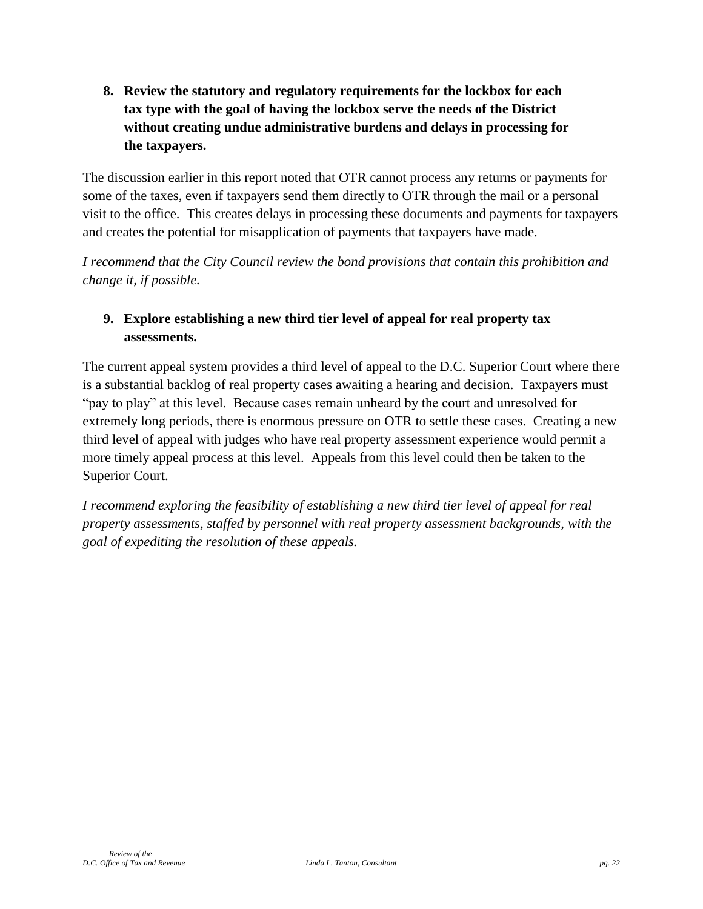**8. Review the statutory and regulatory requirements for the lockbox for each tax type with the goal of having the lockbox serve the needs of the District without creating undue administrative burdens and delays in processing for the taxpayers.**

The discussion earlier in this report noted that OTR cannot process any returns or payments for some of the taxes, even if taxpayers send them directly to OTR through the mail or a personal visit to the office. This creates delays in processing these documents and payments for taxpayers and creates the potential for misapplication of payments that taxpayers have made.

*I recommend that the City Council review the bond provisions that contain this prohibition and change it, if possible.*

**9. Explore establishing a new third tier level of appeal for real property tax assessments.**

The current appeal system provides a third level of appeal to the D.C. Superior Court where there is a substantial backlog of real property cases awaiting a hearing and decision. Taxpayers must "pay to play" at this level. Because cases remain unheard by the court and unresolved for extremely long periods, there is enormous pressure on OTR to settle these cases. Creating a new third level of appeal with judges who have real property assessment experience would permit a more timely appeal process at this level. Appeals from this level could then be taken to the Superior Court.

*I recommend exploring the feasibility of establishing a new third tier level of appeal for real property assessments, staffed by personnel with real property assessment backgrounds, with the goal of expediting the resolution of these appeals.*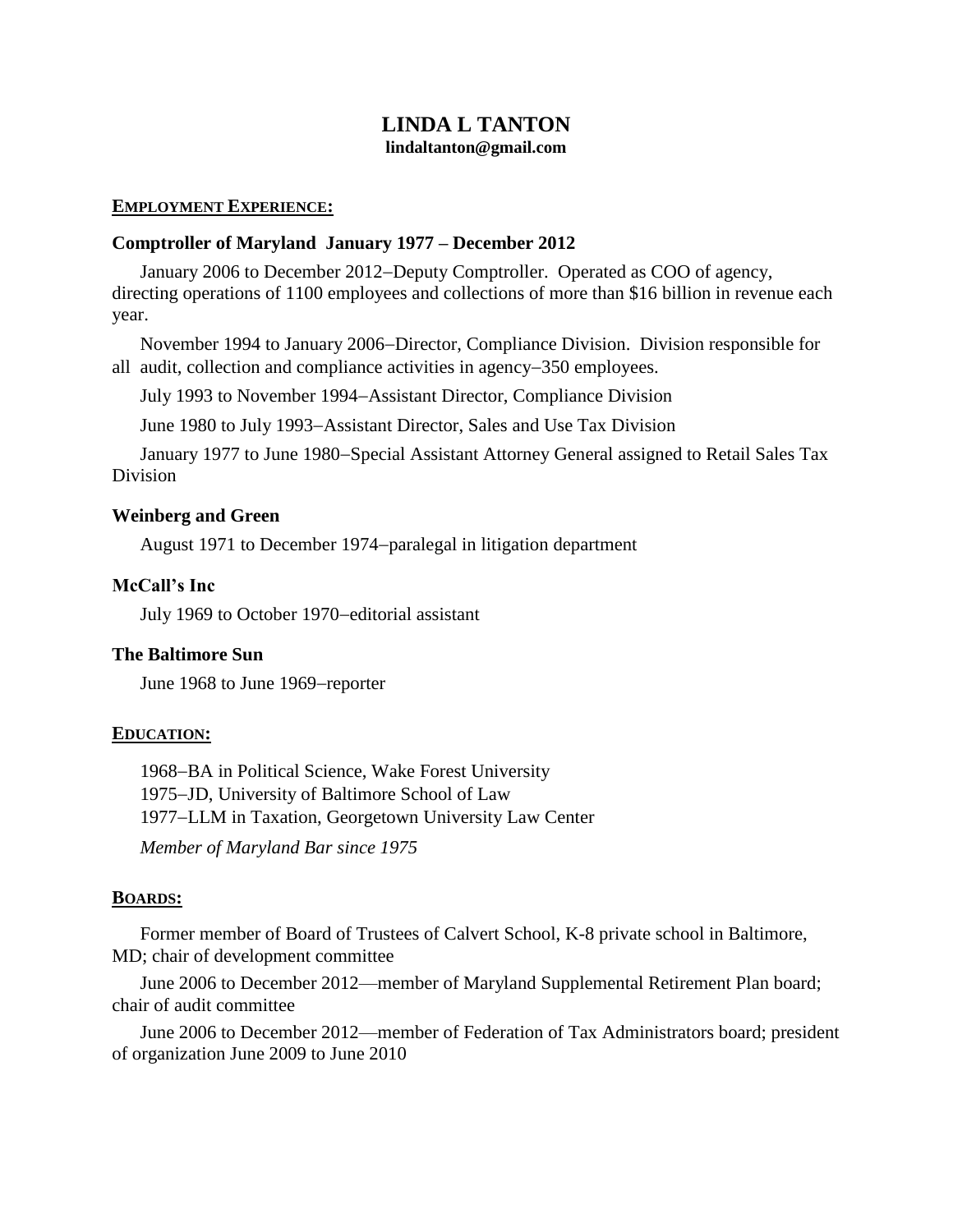# LINDA L TANTON

**lindaltanton@gmail.com**

## EMPLOYMENT EXPERIENCE:

### Comptroller of Maryland January 1977 – December 2012

January 2006 to December 2012–Deputy Comptroller. Operated as COO of agency, directing operations of 1100 employees and collections of more than $16 billion in revenue each year.

November 1994 to January 2006–Director, Compliance Division. Division responsible for all audit, collection and compliance activities in agency–350 employees.

July 1993 to November 1994–Assistant Director, Compliance Division

June 1980 to July 1993–Assistant Director, Sales and Use Tax Division

January 1977 to June 1980–Special Assistant Attorney General assigned to Retail Sales Tax Division

### Weinberg and Green

August 1971 to December 1974–paralegal in litigation department

### McCall's Inc

July 1969 to October 1970–editorial assistant

### The Baltimore Sun

June 1968 to June 1969–reporter

## EDUCATION:

1968–BA in Political Science, Wake Forest University
1975–JD, University of Baltimore School of Law
1977–LLM in Taxation, Georgetown University Law Center

*Member of Maryland Bar since 1975*

## BOARDS:

Former member of Board of Trustees of Calvert School, K-8 private school in Baltimore, MD; chair of development committee

June 2006 to December 2012—member of Maryland Supplemental Retirement Plan board; chair of audit committee

June 2006 to December 2012—member of Federation of Tax Administrators board; president of organization June 2009 to June 2010